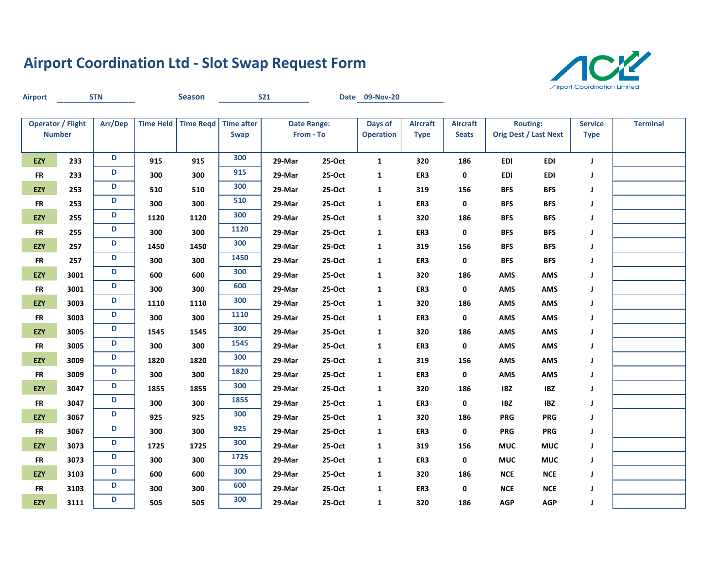# Airport Coordination Ltd - Slot Swap Request Form

ACL Airport Coordination Limited

**Airport** STN **Season** S21 **Date** 09-Nov-20

| Operator / Flight Number | | Arr/Dep | Time Held | Time Reqd | Time after Swap | Date Range: From - To | | Days of Operation | Aircraft Type | Aircraft Seats | Routing: Orig Dest / Last Next | | Service Type | Terminal |
|---|---|---|---|---|---|---|---|---|---|---|---|---|---|---|
| EZY | 233 | D | 915 | 915 | 300 | 29-Mar | 25-Oct | 1 | 320 | 186 | EDI | EDI | J | |
| FR | 233 | D | 300 | 300 | 915 | 29-Mar | 25-Oct | 1 | ER3 | 0 | EDI | EDI | J | |
| EZY | 253 | D | 510 | 510 | 300 | 29-Mar | 25-Oct | 1 | 319 | 156 | BFS | BFS | J | |
| FR | 253 | D | 300 | 300 | 510 | 29-Mar | 25-Oct | 1 | ER3 | 0 | BFS | BFS | J | |
| EZY | 255 | D | 1120 | 1120 | 300 | 29-Mar | 25-Oct | 1 | 320 | 186 | BFS | BFS | J | |
| FR | 255 | D | 300 | 300 | 1120 | 29-Mar | 25-Oct | 1 | ER3 | 0 | BFS | BFS | J | |
| EZY | 257 | D | 1450 | 1450 | 300 | 29-Mar | 25-Oct | 1 | 319 | 156 | BFS | BFS | J | |
| FR | 257 | D | 300 | 300 | 1450 | 29-Mar | 25-Oct | 1 | ER3 | 0 | BFS | BFS | J | |
| EZY | 3001 | D | 600 | 600 | 300 | 29-Mar | 25-Oct | 1 | 320 | 186 | AMS | AMS | J | |
| FR | 3001 | D | 300 | 300 | 600 | 29-Mar | 25-Oct | 1 | ER3 | 0 | AMS | AMS | J | |
| EZY | 3003 | D | 1110 | 1110 | 300 | 29-Mar | 25-Oct | 1 | 320 | 186 | AMS | AMS | J | |
| FR | 3003 | D | 300 | 300 | 1110 | 29-Mar | 25-Oct | 1 | ER3 | 0 | AMS | AMS | J | |
| EZY | 3005 | D | 1545 | 1545 | 300 | 29-Mar | 25-Oct | 1 | 320 | 186 | AMS | AMS | J | |
| FR | 3005 | D | 300 | 300 | 1545 | 29-Mar | 25-Oct | 1 | ER3 | 0 | AMS | AMS | J | |
| EZY | 3009 | D | 1820 | 1820 | 300 | 29-Mar | 25-Oct | 1 | 319 | 156 | AMS | AMS | J | |
| FR | 3009 | D | 300 | 300 | 1820 | 29-Mar | 25-Oct | 1 | ER3 | 0 | AMS | AMS | J | |
| EZY | 3047 | D | 1855 | 1855 | 300 | 29-Mar | 25-Oct | 1 | 320 | 186 | IBZ | IBZ | J | |
| FR | 3047 | D | 300 | 300 | 1855 | 29-Mar | 25-Oct | 1 | ER3 | 0 | IBZ | IBZ | J | |
| EZY | 3067 | D | 925 | 925 | 300 | 29-Mar | 25-Oct | 1 | 320 | 186 | PRG | PRG | J | |
| FR | 3067 | D | 300 | 300 | 925 | 29-Mar | 25-Oct | 1 | ER3 | 0 | PRG | PRG | J | |
| EZY | 3073 | D | 1725 | 1725 | 300 | 29-Mar | 25-Oct | 1 | 319 | 156 | MUC | MUC | J | |
| FR | 3073 | D | 300 | 300 | 1725 | 29-Mar | 25-Oct | 1 | ER3 | 0 | MUC | MUC | J | |
| EZY | 3103 | D | 600 | 600 | 300 | 29-Mar | 25-Oct | 1 | 320 | 186 | NCE | NCE | J | |
| FR | 3103 | D | 300 | 300 | 600 | 29-Mar | 25-Oct | 1 | ER3 | 0 | NCE | NCE | J | |
| EZY | 3111 | D | 505 | 505 | 300 | 29-Mar | 25-Oct | 1 | 320 | 186 | AGP | AGP | J | |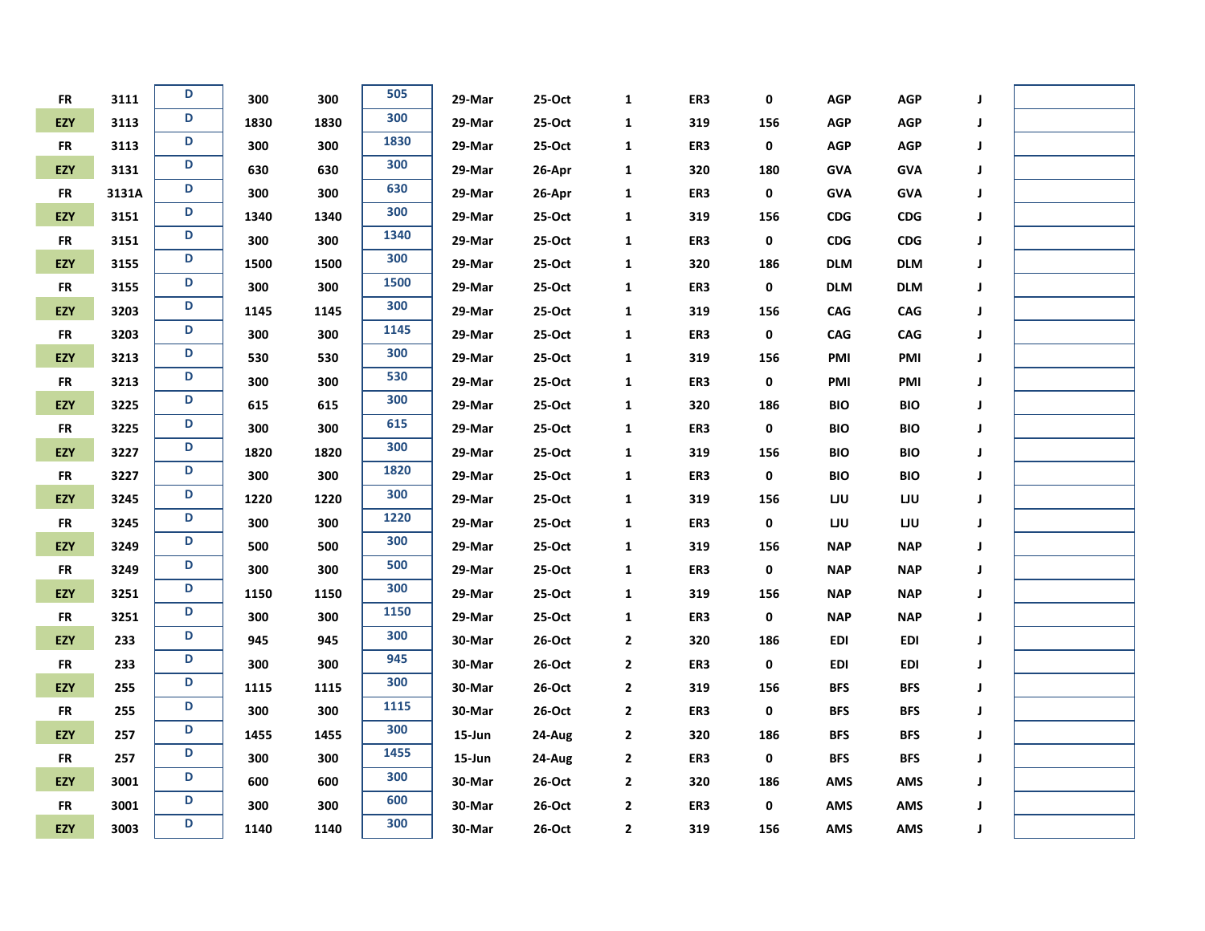| | | | | | | | | | | | | | | |
|---|---|---|---|---|---|---|---|---|---|---|---|---|---|---|
| FR | 3111 | D | 300 | 300 | 505 | 29-Mar | 25-Oct | 1 | ER3 | 0 | AGP | AGP | J | |
| EZY | 3113 | D | 1830 | 1830 | 300 | 29-Mar | 25-Oct | 1 | 319 | 156 | AGP | AGP | J | |
| FR | 3113 | D | 300 | 300 | 1830 | 29-Mar | 25-Oct | 1 | ER3 | 0 | AGP | AGP | J | |
| EZY | 3131 | D | 630 | 630 | 300 | 29-Mar | 26-Apr | 1 | 320 | 180 | GVA | GVA | J | |
| FR | 3131A | D | 300 | 300 | 630 | 29-Mar | 26-Apr | 1 | ER3 | 0 | GVA | GVA | J | |
| EZY | 3151 | D | 1340 | 1340 | 300 | 29-Mar | 25-Oct | 1 | 319 | 156 | CDG | CDG | J | |
| FR | 3151 | D | 300 | 300 | 1340 | 29-Mar | 25-Oct | 1 | ER3 | 0 | CDG | CDG | J | |
| EZY | 3155 | D | 1500 | 1500 | 300 | 29-Mar | 25-Oct | 1 | 320 | 186 | DLM | DLM | J | |
| FR | 3155 | D | 300 | 300 | 1500 | 29-Mar | 25-Oct | 1 | ER3 | 0 | DLM | DLM | J | |
| EZY | 3203 | D | 1145 | 1145 | 300 | 29-Mar | 25-Oct | 1 | 319 | 156 | CAG | CAG | J | |
| FR | 3203 | D | 300 | 300 | 1145 | 29-Mar | 25-Oct | 1 | ER3 | 0 | CAG | CAG | J | |
| EZY | 3213 | D | 530 | 530 | 300 | 29-Mar | 25-Oct | 1 | 319 | 156 | PMI | PMI | J | |
| FR | 3213 | D | 300 | 300 | 530 | 29-Mar | 25-Oct | 1 | ER3 | 0 | PMI | PMI | J | |
| EZY | 3225 | D | 615 | 615 | 300 | 29-Mar | 25-Oct | 1 | 320 | 186 | BIO | BIO | J | |
| FR | 3225 | D | 300 | 300 | 615 | 29-Mar | 25-Oct | 1 | ER3 | 0 | BIO | BIO | J | |
| EZY | 3227 | D | 1820 | 1820 | 300 | 29-Mar | 25-Oct | 1 | 319 | 156 | BIO | BIO | J | |
| FR | 3227 | D | 300 | 300 | 1820 | 29-Mar | 25-Oct | 1 | ER3 | 0 | BIO | BIO | J | |
| EZY | 3245 | D | 1220 | 1220 | 300 | 29-Mar | 25-Oct | 1 | 319 | 156 | LJU | LJU | J | |
| FR | 3245 | D | 300 | 300 | 1220 | 29-Mar | 25-Oct | 1 | ER3 | 0 | LJU | LJU | J | |
| EZY | 3249 | D | 500 | 500 | 300 | 29-Mar | 25-Oct | 1 | 319 | 156 | NAP | NAP | J | |
| FR | 3249 | D | 300 | 300 | 500 | 29-Mar | 25-Oct | 1 | ER3 | 0 | NAP | NAP | J | |
| EZY | 3251 | D | 1150 | 1150 | 300 | 29-Mar | 25-Oct | 1 | 319 | 156 | NAP | NAP | J | |
| FR | 3251 | D | 300 | 300 | 1150 | 29-Mar | 25-Oct | 1 | ER3 | 0 | NAP | NAP | J | |
| EZY | 233 | D | 945 | 945 | 300 | 30-Mar | 26-Oct | 2 | 320 | 186 | EDI | EDI | J | |
| FR | 233 | D | 300 | 300 | 945 | 30-Mar | 26-Oct | 2 | ER3 | 0 | EDI | EDI | J | |
| EZY | 255 | D | 1115 | 1115 | 300 | 30-Mar | 26-Oct | 2 | 319 | 156 | BFS | BFS | J | |
| FR | 255 | D | 300 | 300 | 1115 | 30-Mar | 26-Oct | 2 | ER3 | 0 | BFS | BFS | J | |
| EZY | 257 | D | 1455 | 1455 | 300 | 15-Jun | 24-Aug | 2 | 320 | 186 | BFS | BFS | J | |
| FR | 257 | D | 300 | 300 | 1455 | 15-Jun | 24-Aug | 2 | ER3 | 0 | BFS | BFS | J | |
| EZY | 3001 | D | 600 | 600 | 300 | 30-Mar | 26-Oct | 2 | 320 | 186 | AMS | AMS | J | |
| FR | 3001 | D | 300 | 300 | 600 | 30-Mar | 26-Oct | 2 | ER3 | 0 | AMS | AMS | J | |
| EZY | 3003 | D | 1140 | 1140 | 300 | 30-Mar | 26-Oct | 2 | 319 | 156 | AMS | AMS | J | |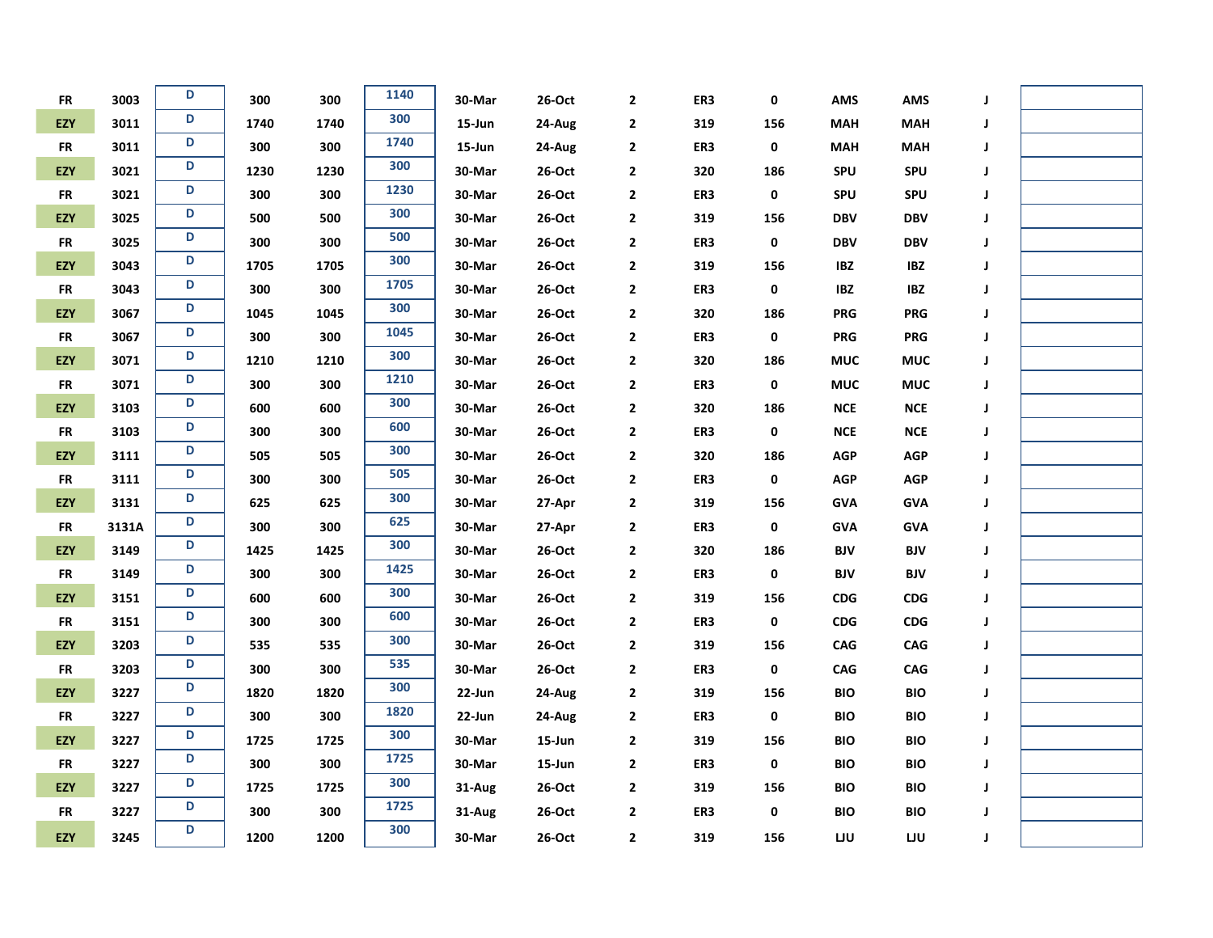| | | | | | | | | | | | | | | |
|---|---|---|---|---|---|---|---|---|---|---|---|---|---|---|
| FR | 3003 | D | 300 | 300 | 1140 | 30-Mar | 26-Oct | 2 | ER3 | 0 | AMS | AMS | J | |
| EZY | 3011 | D | 1740 | 1740 | 300 | 15-Jun | 24-Aug | 2 | 319 | 156 | MAH | MAH | J | |
| FR | 3011 | D | 300 | 300 | 1740 | 15-Jun | 24-Aug | 2 | ER3 | 0 | MAH | MAH | J | |
| EZY | 3021 | D | 1230 | 1230 | 300 | 30-Mar | 26-Oct | 2 | 320 | 186 | SPU | SPU | J | |
| FR | 3021 | D | 300 | 300 | 1230 | 30-Mar | 26-Oct | 2 | ER3 | 0 | SPU | SPU | J | |
| EZY | 3025 | D | 500 | 500 | 300 | 30-Mar | 26-Oct | 2 | 319 | 156 | DBV | DBV | J | |
| FR | 3025 | D | 300 | 300 | 500 | 30-Mar | 26-Oct | 2 | ER3 | 0 | DBV | DBV | J | |
| EZY | 3043 | D | 1705 | 1705 | 300 | 30-Mar | 26-Oct | 2 | 319 | 156 | IBZ | IBZ | J | |
| FR | 3043 | D | 300 | 300 | 1705 | 30-Mar | 26-Oct | 2 | ER3 | 0 | IBZ | IBZ | J | |
| EZY | 3067 | D | 1045 | 1045 | 300 | 30-Mar | 26-Oct | 2 | 320 | 186 | PRG | PRG | J | |
| FR | 3067 | D | 300 | 300 | 1045 | 30-Mar | 26-Oct | 2 | ER3 | 0 | PRG | PRG | J | |
| EZY | 3071 | D | 1210 | 1210 | 300 | 30-Mar | 26-Oct | 2 | 320 | 186 | MUC | MUC | J | |
| FR | 3071 | D | 300 | 300 | 1210 | 30-Mar | 26-Oct | 2 | ER3 | 0 | MUC | MUC | J | |
| EZY | 3103 | D | 600 | 600 | 300 | 30-Mar | 26-Oct | 2 | 320 | 186 | NCE | NCE | J | |
| FR | 3103 | D | 300 | 300 | 600 | 30-Mar | 26-Oct | 2 | ER3 | 0 | NCE | NCE | J | |
| EZY | 3111 | D | 505 | 505 | 300 | 30-Mar | 26-Oct | 2 | 320 | 186 | AGP | AGP | J | |
| FR | 3111 | D | 300 | 300 | 505 | 30-Mar | 26-Oct | 2 | ER3 | 0 | AGP | AGP | J | |
| EZY | 3131 | D | 625 | 625 | 300 | 30-Mar | 27-Apr | 2 | 319 | 156 | GVA | GVA | J | |
| FR | 3131A | D | 300 | 300 | 625 | 30-Mar | 27-Apr | 2 | ER3 | 0 | GVA | GVA | J | |
| EZY | 3149 | D | 1425 | 1425 | 300 | 30-Mar | 26-Oct | 2 | 320 | 186 | BJV | BJV | J | |
| FR | 3149 | D | 300 | 300 | 1425 | 30-Mar | 26-Oct | 2 | ER3 | 0 | BJV | BJV | J | |
| EZY | 3151 | D | 600 | 600 | 300 | 30-Mar | 26-Oct | 2 | 319 | 156 | CDG | CDG | J | |
| FR | 3151 | D | 300 | 300 | 600 | 30-Mar | 26-Oct | 2 | ER3 | 0 | CDG | CDG | J | |
| EZY | 3203 | D | 535 | 535 | 300 | 30-Mar | 26-Oct | 2 | 319 | 156 | CAG | CAG | J | |
| FR | 3203 | D | 300 | 300 | 535 | 30-Mar | 26-Oct | 2 | ER3 | 0 | CAG | CAG | J | |
| EZY | 3227 | D | 1820 | 1820 | 300 | 22-Jun | 24-Aug | 2 | 319 | 156 | BIO | BIO | J | |
| FR | 3227 | D | 300 | 300 | 1820 | 22-Jun | 24-Aug | 2 | ER3 | 0 | BIO | BIO | J | |
| EZY | 3227 | D | 1725 | 1725 | 300 | 30-Mar | 15-Jun | 2 | 319 | 156 | BIO | BIO | J | |
| FR | 3227 | D | 300 | 300 | 1725 | 30-Mar | 15-Jun | 2 | ER3 | 0 | BIO | BIO | J | |
| EZY | 3227 | D | 1725 | 1725 | 300 | 31-Aug | 26-Oct | 2 | 319 | 156 | BIO | BIO | J | |
| FR | 3227 | D | 300 | 300 | 1725 | 31-Aug | 26-Oct | 2 | ER3 | 0 | BIO | BIO | J | |
| EZY | 3245 | D | 1200 | 1200 | 300 | 30-Mar | 26-Oct | 2 | 319 | 156 | LJU | LJU | J | |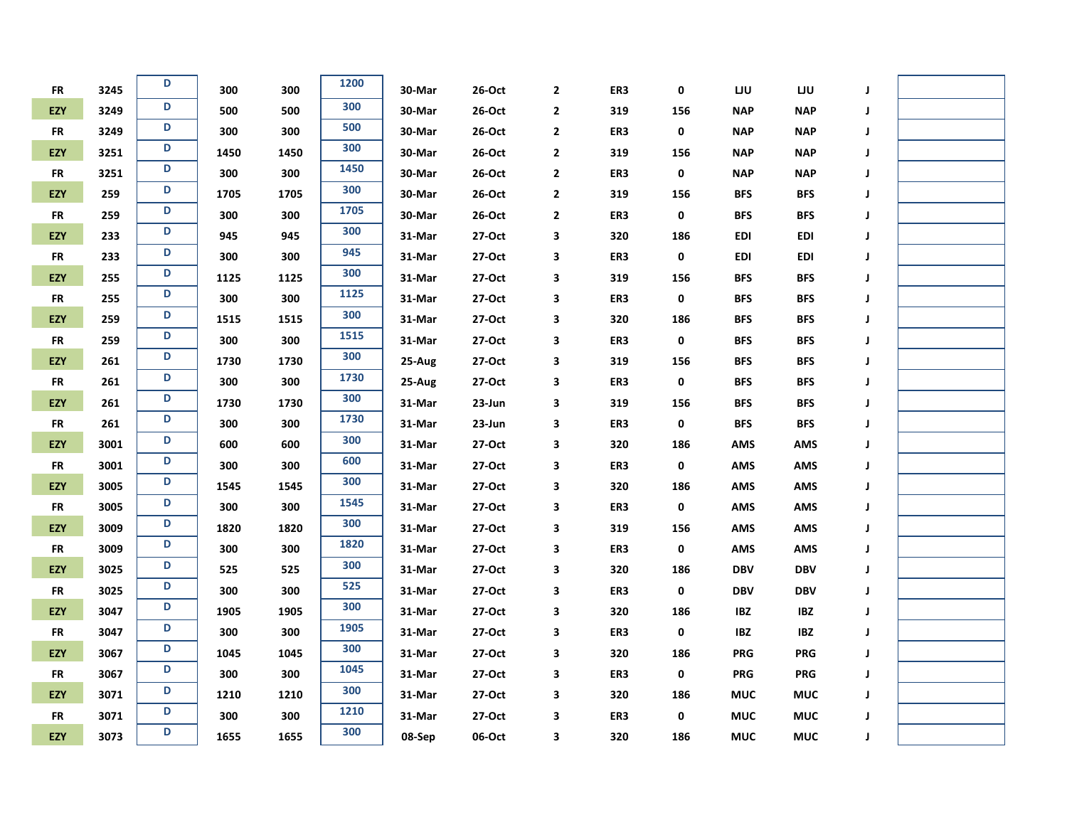| | | | | | | | | | | | | | | |
|---|---|---|---|---|---|---|---|---|---|---|---|---|---|---|
| FR | 3245 | D | 300 | 300 | 1200 | 30-Mar | 26-Oct | 2 | ER3 | 0 | LJU | LJU | J | |
| EZY | 3249 | D | 500 | 500 | 300 | 30-Mar | 26-Oct | 2 | 319 | 156 | NAP | NAP | J | |
| FR | 3249 | D | 300 | 300 | 500 | 30-Mar | 26-Oct | 2 | ER3 | 0 | NAP | NAP | J | |
| EZY | 3251 | D | 1450 | 1450 | 300 | 30-Mar | 26-Oct | 2 | 319 | 156 | NAP | NAP | J | |
| FR | 3251 | D | 300 | 300 | 1450 | 30-Mar | 26-Oct | 2 | ER3 | 0 | NAP | NAP | J | |
| EZY | 259 | D | 1705 | 1705 | 300 | 30-Mar | 26-Oct | 2 | 319 | 156 | BFS | BFS | J | |
| FR | 259 | D | 300 | 300 | 1705 | 30-Mar | 26-Oct | 2 | ER3 | 0 | BFS | BFS | J | |
| EZY | 233 | D | 945 | 945 | 300 | 31-Mar | 27-Oct | 3 | 320 | 186 | EDI | EDI | J | |
| FR | 233 | D | 300 | 300 | 945 | 31-Mar | 27-Oct | 3 | ER3 | 0 | EDI | EDI | J | |
| EZY | 255 | D | 1125 | 1125 | 300 | 31-Mar | 27-Oct | 3 | 319 | 156 | BFS | BFS | J | |
| FR | 255 | D | 300 | 300 | 1125 | 31-Mar | 27-Oct | 3 | ER3 | 0 | BFS | BFS | J | |
| EZY | 259 | D | 1515 | 1515 | 300 | 31-Mar | 27-Oct | 3 | 320 | 186 | BFS | BFS | J | |
| FR | 259 | D | 300 | 300 | 1515 | 31-Mar | 27-Oct | 3 | ER3 | 0 | BFS | BFS | J | |
| EZY | 261 | D | 1730 | 1730 | 300 | 25-Aug | 27-Oct | 3 | 319 | 156 | BFS | BFS | J | |
| FR | 261 | D | 300 | 300 | 1730 | 25-Aug | 27-Oct | 3 | ER3 | 0 | BFS | BFS | J | |
| EZY | 261 | D | 1730 | 1730 | 300 | 31-Mar | 23-Jun | 3 | 319 | 156 | BFS | BFS | J | |
| FR | 261 | D | 300 | 300 | 1730 | 31-Mar | 23-Jun | 3 | ER3 | 0 | BFS | BFS | J | |
| EZY | 3001 | D | 600 | 600 | 300 | 31-Mar | 27-Oct | 3 | 320 | 186 | AMS | AMS | J | |
| FR | 3001 | D | 300 | 300 | 600 | 31-Mar | 27-Oct | 3 | ER3 | 0 | AMS | AMS | J | |
| EZY | 3005 | D | 1545 | 1545 | 300 | 31-Mar | 27-Oct | 3 | 320 | 186 | AMS | AMS | J | |
| FR | 3005 | D | 300 | 300 | 1545 | 31-Mar | 27-Oct | 3 | ER3 | 0 | AMS | AMS | J | |
| EZY | 3009 | D | 1820 | 1820 | 300 | 31-Mar | 27-Oct | 3 | 319 | 156 | AMS | AMS | J | |
| FR | 3009 | D | 300 | 300 | 1820 | 31-Mar | 27-Oct | 3 | ER3 | 0 | AMS | AMS | J | |
| EZY | 3025 | D | 525 | 525 | 300 | 31-Mar | 27-Oct | 3 | 320 | 186 | DBV | DBV | J | |
| FR | 3025 | D | 300 | 300 | 525 | 31-Mar | 27-Oct | 3 | ER3 | 0 | DBV | DBV | J | |
| EZY | 3047 | D | 1905 | 1905 | 300 | 31-Mar | 27-Oct | 3 | 320 | 186 | IBZ | IBZ | J | |
| FR | 3047 | D | 300 | 300 | 1905 | 31-Mar | 27-Oct | 3 | ER3 | 0 | IBZ | IBZ | J | |
| EZY | 3067 | D | 1045 | 1045 | 300 | 31-Mar | 27-Oct | 3 | 320 | 186 | PRG | PRG | J | |
| FR | 3067 | D | 300 | 300 | 1045 | 31-Mar | 27-Oct | 3 | ER3 | 0 | PRG | PRG | J | |
| EZY | 3071 | D | 1210 | 1210 | 300 | 31-Mar | 27-Oct | 3 | 320 | 186 | MUC | MUC | J | |
| FR | 3071 | D | 300 | 300 | 1210 | 31-Mar | 27-Oct | 3 | ER3 | 0 | MUC | MUC | J | |
| EZY | 3073 | D | 1655 | 1655 | 300 | 08-Sep | 06-Oct | 3 | 320 | 186 | MUC | MUC | J | |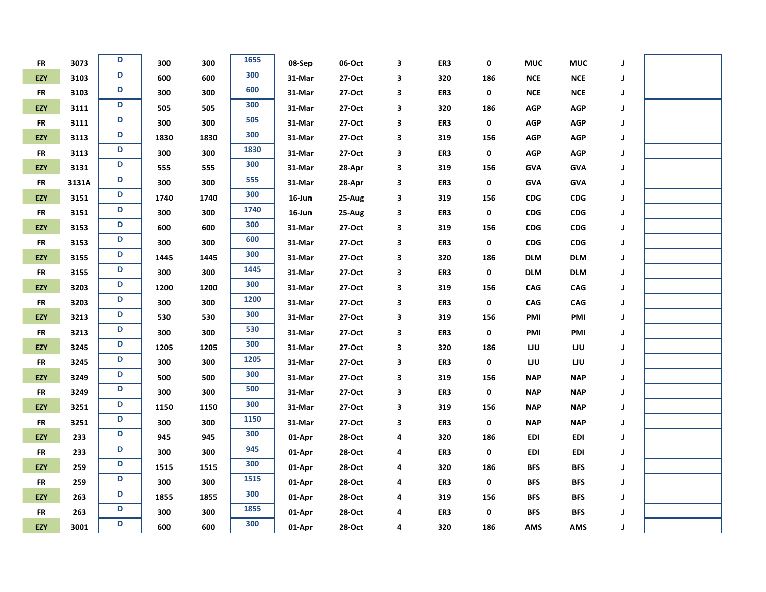|  |  |  |  |  |  |  |  |  |  |  |  |  |  |  |
|---|---|---|---|---|---|---|---|---|---|---|---|---|---|---|
| FR | 3073 | D | 300 | 300 | 1655 | 08-Sep | 06-Oct | 3 | ER3 | 0 | MUC | MUC | J |  |
| EZY | 3103 | D | 600 | 600 | 300 | 31-Mar | 27-Oct | 3 | 320 | 186 | NCE | NCE | J |  |
| FR | 3103 | D | 300 | 300 | 600 | 31-Mar | 27-Oct | 3 | ER3 | 0 | NCE | NCE | J |  |
| EZY | 3111 | D | 505 | 505 | 300 | 31-Mar | 27-Oct | 3 | 320 | 186 | AGP | AGP | J |  |
| FR | 3111 | D | 300 | 300 | 505 | 31-Mar | 27-Oct | 3 | ER3 | 0 | AGP | AGP | J |  |
| EZY | 3113 | D | 1830 | 1830 | 300 | 31-Mar | 27-Oct | 3 | 319 | 156 | AGP | AGP | J |  |
| FR | 3113 | D | 300 | 300 | 1830 | 31-Mar | 27-Oct | 3 | ER3 | 0 | AGP | AGP | J |  |
| EZY | 3131 | D | 555 | 555 | 300 | 31-Mar | 28-Apr | 3 | 319 | 156 | GVA | GVA | J |  |
| FR | 3131A | D | 300 | 300 | 555 | 31-Mar | 28-Apr | 3 | ER3 | 0 | GVA | GVA | J |  |
| EZY | 3151 | D | 1740 | 1740 | 300 | 16-Jun | 25-Aug | 3 | 319 | 156 | CDG | CDG | J |  |
| FR | 3151 | D | 300 | 300 | 1740 | 16-Jun | 25-Aug | 3 | ER3 | 0 | CDG | CDG | J |  |
| EZY | 3153 | D | 600 | 600 | 300 | 31-Mar | 27-Oct | 3 | 319 | 156 | CDG | CDG | J |  |
| FR | 3153 | D | 300 | 300 | 600 | 31-Mar | 27-Oct | 3 | ER3 | 0 | CDG | CDG | J |  |
| EZY | 3155 | D | 1445 | 1445 | 300 | 31-Mar | 27-Oct | 3 | 320 | 186 | DLM | DLM | J |  |
| FR | 3155 | D | 300 | 300 | 1445 | 31-Mar | 27-Oct | 3 | ER3 | 0 | DLM | DLM | J |  |
| EZY | 3203 | D | 1200 | 1200 | 300 | 31-Mar | 27-Oct | 3 | 319 | 156 | CAG | CAG | J |  |
| FR | 3203 | D | 300 | 300 | 1200 | 31-Mar | 27-Oct | 3 | ER3 | 0 | CAG | CAG | J |  |
| EZY | 3213 | D | 530 | 530 | 300 | 31-Mar | 27-Oct | 3 | 319 | 156 | PMI | PMI | J |  |
| FR | 3213 | D | 300 | 300 | 530 | 31-Mar | 27-Oct | 3 | ER3 | 0 | PMI | PMI | J |  |
| EZY | 3245 | D | 1205 | 1205 | 300 | 31-Mar | 27-Oct | 3 | 320 | 186 | LJU | LJU | J |  |
| FR | 3245 | D | 300 | 300 | 1205 | 31-Mar | 27-Oct | 3 | ER3 | 0 | LJU | LJU | J |  |
| EZY | 3249 | D | 500 | 500 | 300 | 31-Mar | 27-Oct | 3 | 319 | 156 | NAP | NAP | J |  |
| FR | 3249 | D | 300 | 300 | 500 | 31-Mar | 27-Oct | 3 | ER3 | 0 | NAP | NAP | J |  |
| EZY | 3251 | D | 1150 | 1150 | 300 | 31-Mar | 27-Oct | 3 | 319 | 156 | NAP | NAP | J |  |
| FR | 3251 | D | 300 | 300 | 1150 | 31-Mar | 27-Oct | 3 | ER3 | 0 | NAP | NAP | J |  |
| EZY | 233 | D | 945 | 945 | 300 | 01-Apr | 28-Oct | 4 | 320 | 186 | EDI | EDI | J |  |
| FR | 233 | D | 300 | 300 | 945 | 01-Apr | 28-Oct | 4 | ER3 | 0 | EDI | EDI | J |  |
| EZY | 259 | D | 1515 | 1515 | 300 | 01-Apr | 28-Oct | 4 | 320 | 186 | BFS | BFS | J |  |
| FR | 259 | D | 300 | 300 | 1515 | 01-Apr | 28-Oct | 4 | ER3 | 0 | BFS | BFS | J |  |
| EZY | 263 | D | 1855 | 1855 | 300 | 01-Apr | 28-Oct | 4 | 319 | 156 | BFS | BFS | J |  |
| FR | 263 | D | 300 | 300 | 1855 | 01-Apr | 28-Oct | 4 | ER3 | 0 | BFS | BFS | J |  |
| EZY | 3001 | D | 600 | 600 | 300 | 01-Apr | 28-Oct | 4 | 320 | 186 | AMS | AMS | J |  |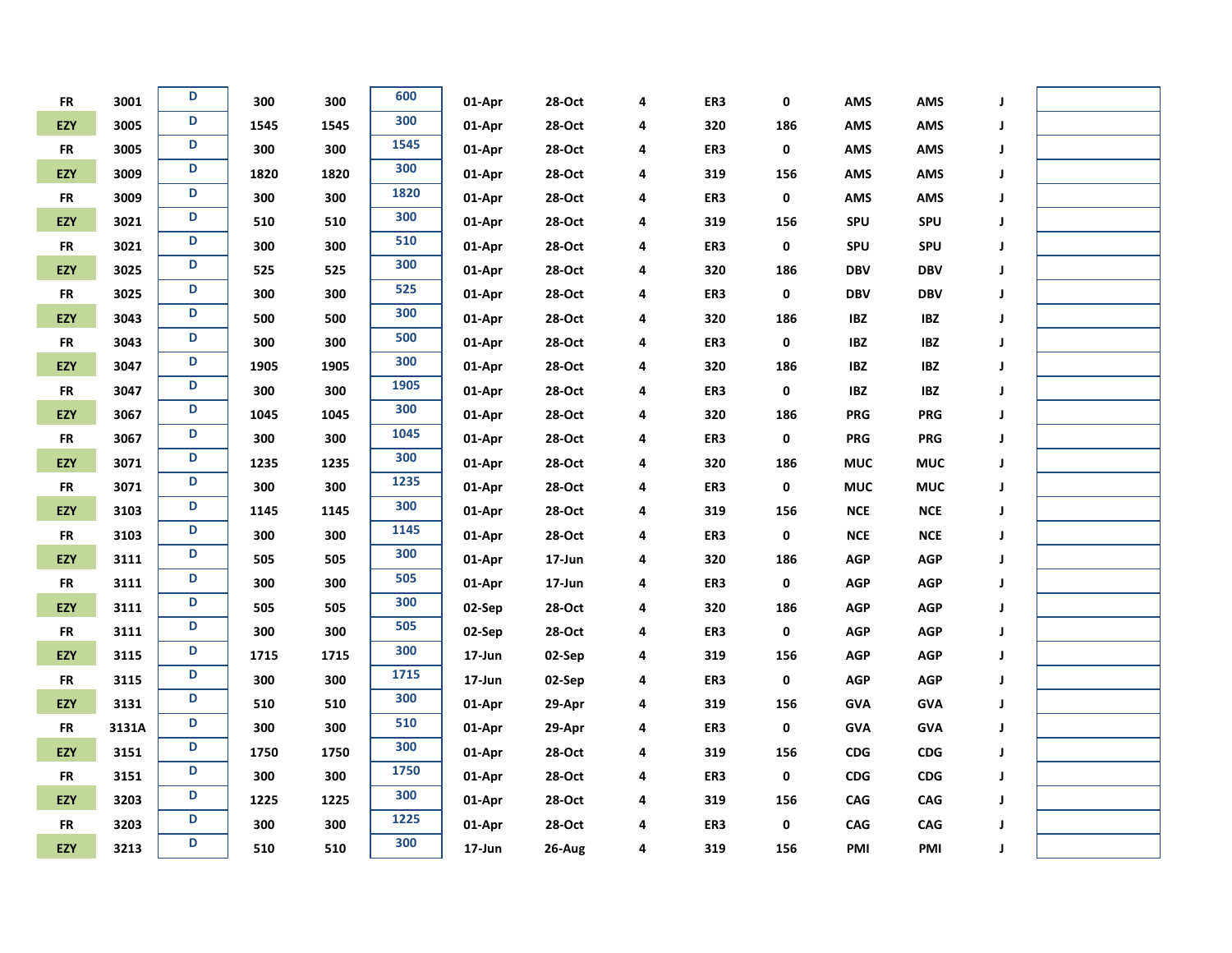| | | | | | | | | | | | | | | |
|---|---|---|---|---|---|---|---|---|---|---|---|---|---|---|
| FR | 3001 | D | 300 | 300 | 600 | 01-Apr | 28-Oct | 4 | ER3 | 0 | AMS | AMS | J | |
| EZY | 3005 | D | 1545 | 1545 | 300 | 01-Apr | 28-Oct | 4 | 320 | 186 | AMS | AMS | J | |
| FR | 3005 | D | 300 | 300 | 1545 | 01-Apr | 28-Oct | 4 | ER3 | 0 | AMS | AMS | J | |
| EZY | 3009 | D | 1820 | 1820 | 300 | 01-Apr | 28-Oct | 4 | 319 | 156 | AMS | AMS | J | |
| FR | 3009 | D | 300 | 300 | 1820 | 01-Apr | 28-Oct | 4 | ER3 | 0 | AMS | AMS | J | |
| EZY | 3021 | D | 510 | 510 | 300 | 01-Apr | 28-Oct | 4 | 319 | 156 | SPU | SPU | J | |
| FR | 3021 | D | 300 | 300 | 510 | 01-Apr | 28-Oct | 4 | ER3 | 0 | SPU | SPU | J | |
| EZY | 3025 | D | 525 | 525 | 300 | 01-Apr | 28-Oct | 4 | 320 | 186 | DBV | DBV | J | |
| FR | 3025 | D | 300 | 300 | 525 | 01-Apr | 28-Oct | 4 | ER3 | 0 | DBV | DBV | J | |
| EZY | 3043 | D | 500 | 500 | 300 | 01-Apr | 28-Oct | 4 | 320 | 186 | IBZ | IBZ | J | |
| FR | 3043 | D | 300 | 300 | 500 | 01-Apr | 28-Oct | 4 | ER3 | 0 | IBZ | IBZ | J | |
| EZY | 3047 | D | 1905 | 1905 | 300 | 01-Apr | 28-Oct | 4 | 320 | 186 | IBZ | IBZ | J | |
| FR | 3047 | D | 300 | 300 | 1905 | 01-Apr | 28-Oct | 4 | ER3 | 0 | IBZ | IBZ | J | |
| EZY | 3067 | D | 1045 | 1045 | 300 | 01-Apr | 28-Oct | 4 | 320 | 186 | PRG | PRG | J | |
| FR | 3067 | D | 300 | 300 | 1045 | 01-Apr | 28-Oct | 4 | ER3 | 0 | PRG | PRG | J | |
| EZY | 3071 | D | 1235 | 1235 | 300 | 01-Apr | 28-Oct | 4 | 320 | 186 | MUC | MUC | J | |
| FR | 3071 | D | 300 | 300 | 1235 | 01-Apr | 28-Oct | 4 | ER3 | 0 | MUC | MUC | J | |
| EZY | 3103 | D | 1145 | 1145 | 300 | 01-Apr | 28-Oct | 4 | 319 | 156 | NCE | NCE | J | |
| FR | 3103 | D | 300 | 300 | 1145 | 01-Apr | 28-Oct | 4 | ER3 | 0 | NCE | NCE | J | |
| EZY | 3111 | D | 505 | 505 | 300 | 01-Apr | 17-Jun | 4 | 320 | 186 | AGP | AGP | J | |
| FR | 3111 | D | 300 | 300 | 505 | 01-Apr | 17-Jun | 4 | ER3 | 0 | AGP | AGP | J | |
| EZY | 3111 | D | 505 | 505 | 300 | 02-Sep | 28-Oct | 4 | 320 | 186 | AGP | AGP | J | |
| FR | 3111 | D | 300 | 300 | 505 | 02-Sep | 28-Oct | 4 | ER3 | 0 | AGP | AGP | J | |
| EZY | 3115 | D | 1715 | 1715 | 300 | 17-Jun | 02-Sep | 4 | 319 | 156 | AGP | AGP | J | |
| FR | 3115 | D | 300 | 300 | 1715 | 17-Jun | 02-Sep | 4 | ER3 | 0 | AGP | AGP | J | |
| EZY | 3131 | D | 510 | 510 | 300 | 01-Apr | 29-Apr | 4 | 319 | 156 | GVA | GVA | J | |
| FR | 3131A | D | 300 | 300 | 510 | 01-Apr | 29-Apr | 4 | ER3 | 0 | GVA | GVA | J | |
| EZY | 3151 | D | 1750 | 1750 | 300 | 01-Apr | 28-Oct | 4 | 319 | 156 | CDG | CDG | J | |
| FR | 3151 | D | 300 | 300 | 1750 | 01-Apr | 28-Oct | 4 | ER3 | 0 | CDG | CDG | J | |
| EZY | 3203 | D | 1225 | 1225 | 300 | 01-Apr | 28-Oct | 4 | 319 | 156 | CAG | CAG | J | |
| FR | 3203 | D | 300 | 300 | 1225 | 01-Apr | 28-Oct | 4 | ER3 | 0 | CAG | CAG | J | |
| EZY | 3213 | D | 510 | 510 | 300 | 17-Jun | 26-Aug | 4 | 319 | 156 | PMI | PMI | J | |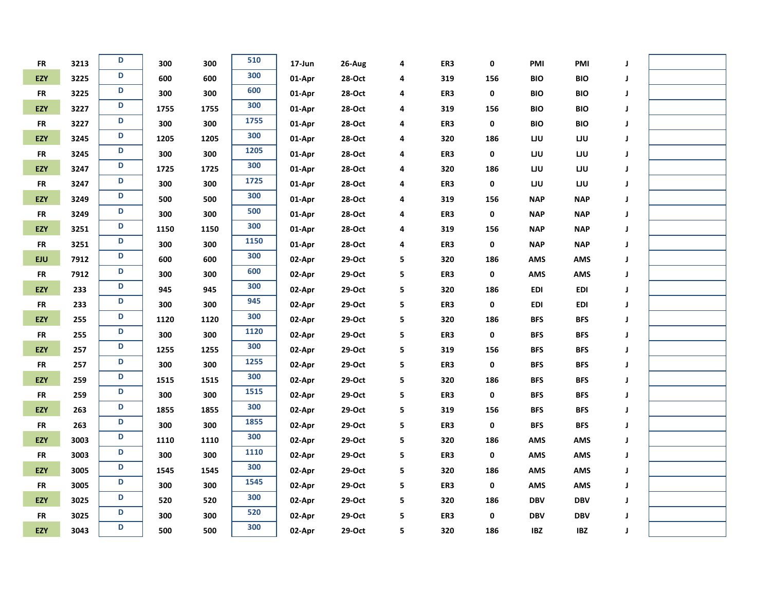| | | | | | | | | | | | | | | |
|---|---|---|---|---|---|---|---|---|---|---|---|---|---|---|
| FR | 3213 | D | 300 | 300 | 510 | 17-Jun | 26-Aug | 4 | ER3 | 0 | PMI | PMI | J | |
| EZY | 3225 | D | 600 | 600 | 300 | 01-Apr | 28-Oct | 4 | 319 | 156 | BIO | BIO | J | |
| FR | 3225 | D | 300 | 300 | 600 | 01-Apr | 28-Oct | 4 | ER3 | 0 | BIO | BIO | J | |
| EZY | 3227 | D | 1755 | 1755 | 300 | 01-Apr | 28-Oct | 4 | 319 | 156 | BIO | BIO | J | |
| FR | 3227 | D | 300 | 300 | 1755 | 01-Apr | 28-Oct | 4 | ER3 | 0 | BIO | BIO | J | |
| EZY | 3245 | D | 1205 | 1205 | 300 | 01-Apr | 28-Oct | 4 | 320 | 186 | LJU | LJU | J | |
| FR | 3245 | D | 300 | 300 | 1205 | 01-Apr | 28-Oct | 4 | ER3 | 0 | LJU | LJU | J | |
| EZY | 3247 | D | 1725 | 1725 | 300 | 01-Apr | 28-Oct | 4 | 320 | 186 | LJU | LJU | J | |
| FR | 3247 | D | 300 | 300 | 1725 | 01-Apr | 28-Oct | 4 | ER3 | 0 | LJU | LJU | J | |
| EZY | 3249 | D | 500 | 500 | 300 | 01-Apr | 28-Oct | 4 | 319 | 156 | NAP | NAP | J | |
| FR | 3249 | D | 300 | 300 | 500 | 01-Apr | 28-Oct | 4 | ER3 | 0 | NAP | NAP | J | |
| EZY | 3251 | D | 1150 | 1150 | 300 | 01-Apr | 28-Oct | 4 | 319 | 156 | NAP | NAP | J | |
| FR | 3251 | D | 300 | 300 | 1150 | 01-Apr | 28-Oct | 4 | ER3 | 0 | NAP | NAP | J | |
| EJU | 7912 | D | 600 | 600 | 300 | 02-Apr | 29-Oct | 5 | 320 | 186 | AMS | AMS | J | |
| FR | 7912 | D | 300 | 300 | 600 | 02-Apr | 29-Oct | 5 | ER3 | 0 | AMS | AMS | J | |
| EZY | 233 | D | 945 | 945 | 300 | 02-Apr | 29-Oct | 5 | 320 | 186 | EDI | EDI | J | |
| FR | 233 | D | 300 | 300 | 945 | 02-Apr | 29-Oct | 5 | ER3 | 0 | EDI | EDI | J | |
| EZY | 255 | D | 1120 | 1120 | 300 | 02-Apr | 29-Oct | 5 | 320 | 186 | BFS | BFS | J | |
| FR | 255 | D | 300 | 300 | 1120 | 02-Apr | 29-Oct | 5 | ER3 | 0 | BFS | BFS | J | |
| EZY | 257 | D | 1255 | 1255 | 300 | 02-Apr | 29-Oct | 5 | 319 | 156 | BFS | BFS | J | |
| FR | 257 | D | 300 | 300 | 1255 | 02-Apr | 29-Oct | 5 | ER3 | 0 | BFS | BFS | J | |
| EZY | 259 | D | 1515 | 1515 | 300 | 02-Apr | 29-Oct | 5 | 320 | 186 | BFS | BFS | J | |
| FR | 259 | D | 300 | 300 | 1515 | 02-Apr | 29-Oct | 5 | ER3 | 0 | BFS | BFS | J | |
| EZY | 263 | D | 1855 | 1855 | 300 | 02-Apr | 29-Oct | 5 | 319 | 156 | BFS | BFS | J | |
| FR | 263 | D | 300 | 300 | 1855 | 02-Apr | 29-Oct | 5 | ER3 | 0 | BFS | BFS | J | |
| EZY | 3003 | D | 1110 | 1110 | 300 | 02-Apr | 29-Oct | 5 | 320 | 186 | AMS | AMS | J | |
| FR | 3003 | D | 300 | 300 | 1110 | 02-Apr | 29-Oct | 5 | ER3 | 0 | AMS | AMS | J | |
| EZY | 3005 | D | 1545 | 1545 | 300 | 02-Apr | 29-Oct | 5 | 320 | 186 | AMS | AMS | J | |
| FR | 3005 | D | 300 | 300 | 1545 | 02-Apr | 29-Oct | 5 | ER3 | 0 | AMS | AMS | J | |
| EZY | 3025 | D | 520 | 520 | 300 | 02-Apr | 29-Oct | 5 | 320 | 186 | DBV | DBV | J | |
| FR | 3025 | D | 300 | 300 | 520 | 02-Apr | 29-Oct | 5 | ER3 | 0 | DBV | DBV | J | |
| EZY | 3043 | D | 500 | 500 | 300 | 02-Apr | 29-Oct | 5 | 320 | 186 | IBZ | IBZ | J | |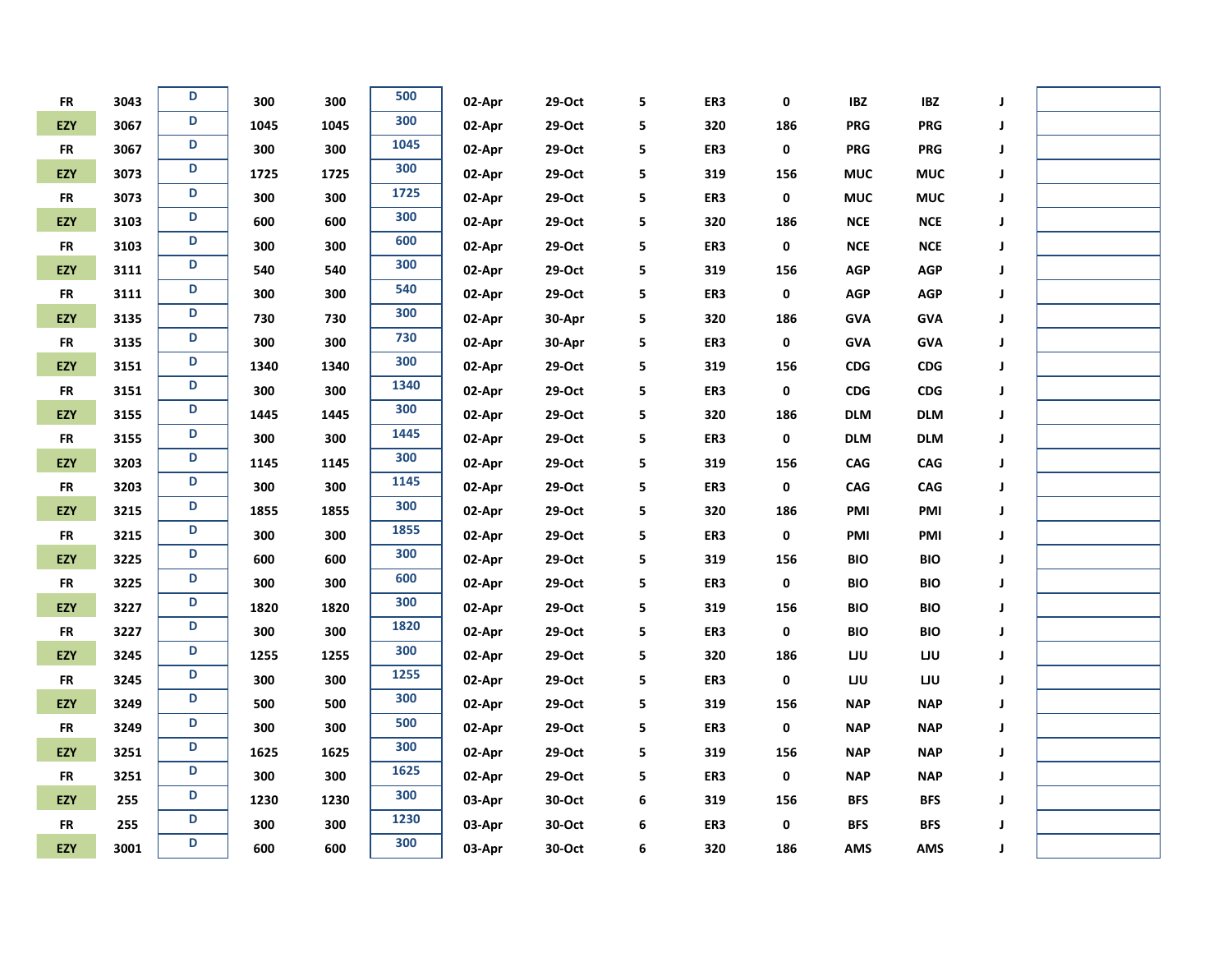| | | | | | | | | | | | | | | |
|---|---|---|---|---|---|---|---|---|---|---|---|---|---|---|
| FR | 3043 | D | 300 | 300 | 500 | 02-Apr | 29-Oct | 5 | ER3 | 0 | IBZ | IBZ | J | |
| EZY | 3067 | D | 1045 | 1045 | 300 | 02-Apr | 29-Oct | 5 | 320 | 186 | PRG | PRG | J | |
| FR | 3067 | D | 300 | 300 | 1045 | 02-Apr | 29-Oct | 5 | ER3 | 0 | PRG | PRG | J | |
| EZY | 3073 | D | 1725 | 1725 | 300 | 02-Apr | 29-Oct | 5 | 319 | 156 | MUC | MUC | J | |
| FR | 3073 | D | 300 | 300 | 1725 | 02-Apr | 29-Oct | 5 | ER3 | 0 | MUC | MUC | J | |
| EZY | 3103 | D | 600 | 600 | 300 | 02-Apr | 29-Oct | 5 | 320 | 186 | NCE | NCE | J | |
| FR | 3103 | D | 300 | 300 | 600 | 02-Apr | 29-Oct | 5 | ER3 | 0 | NCE | NCE | J | |
| EZY | 3111 | D | 540 | 540 | 300 | 02-Apr | 29-Oct | 5 | 319 | 156 | AGP | AGP | J | |
| FR | 3111 | D | 300 | 300 | 540 | 02-Apr | 29-Oct | 5 | ER3 | 0 | AGP | AGP | J | |
| EZY | 3135 | D | 730 | 730 | 300 | 02-Apr | 30-Apr | 5 | 320 | 186 | GVA | GVA | J | |
| FR | 3135 | D | 300 | 300 | 730 | 02-Apr | 30-Apr | 5 | ER3 | 0 | GVA | GVA | J | |
| EZY | 3151 | D | 1340 | 1340 | 300 | 02-Apr | 29-Oct | 5 | 319 | 156 | CDG | CDG | J | |
| FR | 3151 | D | 300 | 300 | 1340 | 02-Apr | 29-Oct | 5 | ER3 | 0 | CDG | CDG | J | |
| EZY | 3155 | D | 1445 | 1445 | 300 | 02-Apr | 29-Oct | 5 | 320 | 186 | DLM | DLM | J | |
| FR | 3155 | D | 300 | 300 | 1445 | 02-Apr | 29-Oct | 5 | ER3 | 0 | DLM | DLM | J | |
| EZY | 3203 | D | 1145 | 1145 | 300 | 02-Apr | 29-Oct | 5 | 319 | 156 | CAG | CAG | J | |
| FR | 3203 | D | 300 | 300 | 1145 | 02-Apr | 29-Oct | 5 | ER3 | 0 | CAG | CAG | J | |
| EZY | 3215 | D | 1855 | 1855 | 300 | 02-Apr | 29-Oct | 5 | 320 | 186 | PMI | PMI | J | |
| FR | 3215 | D | 300 | 300 | 1855 | 02-Apr | 29-Oct | 5 | ER3 | 0 | PMI | PMI | J | |
| EZY | 3225 | D | 600 | 600 | 300 | 02-Apr | 29-Oct | 5 | 319 | 156 | BIO | BIO | J | |
| FR | 3225 | D | 300 | 300 | 600 | 02-Apr | 29-Oct | 5 | ER3 | 0 | BIO | BIO | J | |
| EZY | 3227 | D | 1820 | 1820 | 300 | 02-Apr | 29-Oct | 5 | 319 | 156 | BIO | BIO | J | |
| FR | 3227 | D | 300 | 300 | 1820 | 02-Apr | 29-Oct | 5 | ER3 | 0 | BIO | BIO | J | |
| EZY | 3245 | D | 1255 | 1255 | 300 | 02-Apr | 29-Oct | 5 | 320 | 186 | LJU | LJU | J | |
| FR | 3245 | D | 300 | 300 | 1255 | 02-Apr | 29-Oct | 5 | ER3 | 0 | LJU | LJU | J | |
| EZY | 3249 | D | 500 | 500 | 300 | 02-Apr | 29-Oct | 5 | 319 | 156 | NAP | NAP | J | |
| FR | 3249 | D | 300 | 300 | 500 | 02-Apr | 29-Oct | 5 | ER3 | 0 | NAP | NAP | J | |
| EZY | 3251 | D | 1625 | 1625 | 300 | 02-Apr | 29-Oct | 5 | 319 | 156 | NAP | NAP | J | |
| FR | 3251 | D | 300 | 300 | 1625 | 02-Apr | 29-Oct | 5 | ER3 | 0 | NAP | NAP | J | |
| EZY | 255 | D | 1230 | 1230 | 300 | 03-Apr | 30-Oct | 6 | 319 | 156 | BFS | BFS | J | |
| FR | 255 | D | 300 | 300 | 1230 | 03-Apr | 30-Oct | 6 | ER3 | 0 | BFS | BFS | J | |
| EZY | 3001 | D | 600 | 600 | 300 | 03-Apr | 30-Oct | 6 | 320 | 186 | AMS | AMS | J | |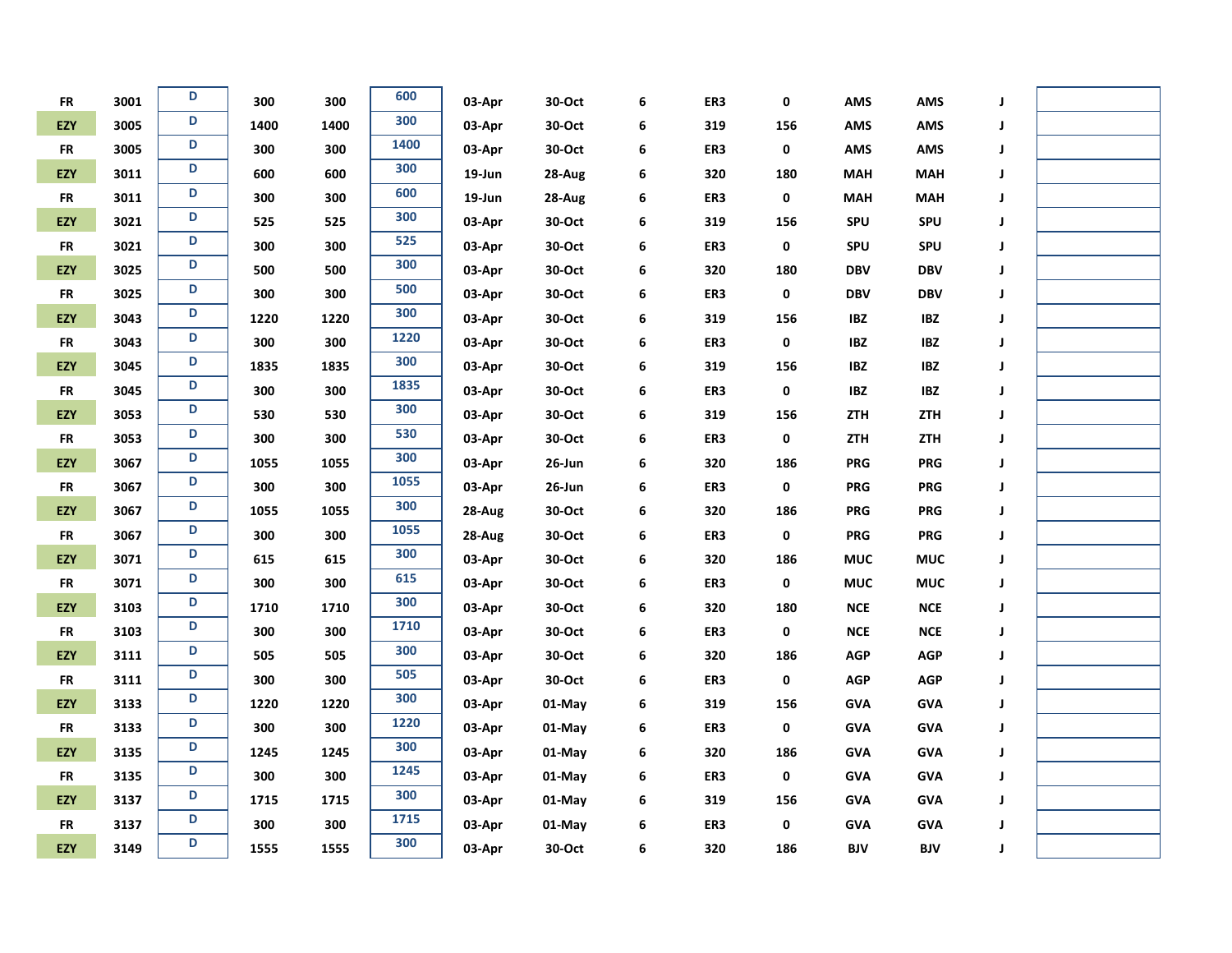| | | | | | | | | | | | | | | |
|---|---|---|---|---|---|---|---|---|---|---|---|---|---|---|
| FR | 3001 | D | 300 | 300 | 600 | 03-Apr | 30-Oct | 6 | ER3 | 0 | AMS | AMS | J | |
| EZY | 3005 | D | 1400 | 1400 | 300 | 03-Apr | 30-Oct | 6 | 319 | 156 | AMS | AMS | J | |
| FR | 3005 | D | 300 | 300 | 1400 | 03-Apr | 30-Oct | 6 | ER3 | 0 | AMS | AMS | J | |
| EZY | 3011 | D | 600 | 600 | 300 | 19-Jun | 28-Aug | 6 | 320 | 180 | MAH | MAH | J | |
| FR | 3011 | D | 300 | 300 | 600 | 19-Jun | 28-Aug | 6 | ER3 | 0 | MAH | MAH | J | |
| EZY | 3021 | D | 525 | 525 | 300 | 03-Apr | 30-Oct | 6 | 319 | 156 | SPU | SPU | J | |
| FR | 3021 | D | 300 | 300 | 525 | 03-Apr | 30-Oct | 6 | ER3 | 0 | SPU | SPU | J | |
| EZY | 3025 | D | 500 | 500 | 300 | 03-Apr | 30-Oct | 6 | 320 | 180 | DBV | DBV | J | |
| FR | 3025 | D | 300 | 300 | 500 | 03-Apr | 30-Oct | 6 | ER3 | 0 | DBV | DBV | J | |
| EZY | 3043 | D | 1220 | 1220 | 300 | 03-Apr | 30-Oct | 6 | 319 | 156 | IBZ | IBZ | J | |
| FR | 3043 | D | 300 | 300 | 1220 | 03-Apr | 30-Oct | 6 | ER3 | 0 | IBZ | IBZ | J | |
| EZY | 3045 | D | 1835 | 1835 | 300 | 03-Apr | 30-Oct | 6 | 319 | 156 | IBZ | IBZ | J | |
| FR | 3045 | D | 300 | 300 | 1835 | 03-Apr | 30-Oct | 6 | ER3 | 0 | IBZ | IBZ | J | |
| EZY | 3053 | D | 530 | 530 | 300 | 03-Apr | 30-Oct | 6 | 319 | 156 | ZTH | ZTH | J | |
| FR | 3053 | D | 300 | 300 | 530 | 03-Apr | 30-Oct | 6 | ER3 | 0 | ZTH | ZTH | J | |
| EZY | 3067 | D | 1055 | 1055 | 300 | 03-Apr | 26-Jun | 6 | 320 | 186 | PRG | PRG | J | |
| FR | 3067 | D | 300 | 300 | 1055 | 03-Apr | 26-Jun | 6 | ER3 | 0 | PRG | PRG | J | |
| EZY | 3067 | D | 1055 | 1055 | 300 | 28-Aug | 30-Oct | 6 | 320 | 186 | PRG | PRG | J | |
| FR | 3067 | D | 300 | 300 | 1055 | 28-Aug | 30-Oct | 6 | ER3 | 0 | PRG | PRG | J | |
| EZY | 3071 | D | 615 | 615 | 300 | 03-Apr | 30-Oct | 6 | 320 | 186 | MUC | MUC | J | |
| FR | 3071 | D | 300 | 300 | 615 | 03-Apr | 30-Oct | 6 | ER3 | 0 | MUC | MUC | J | |
| EZY | 3103 | D | 1710 | 1710 | 300 | 03-Apr | 30-Oct | 6 | 320 | 180 | NCE | NCE | J | |
| FR | 3103 | D | 300 | 300 | 1710 | 03-Apr | 30-Oct | 6 | ER3 | 0 | NCE | NCE | J | |
| EZY | 3111 | D | 505 | 505 | 300 | 03-Apr | 30-Oct | 6 | 320 | 186 | AGP | AGP | J | |
| FR | 3111 | D | 300 | 300 | 505 | 03-Apr | 30-Oct | 6 | ER3 | 0 | AGP | AGP | J | |
| EZY | 3133 | D | 1220 | 1220 | 300 | 03-Apr | 01-May | 6 | 319 | 156 | GVA | GVA | J | |
| FR | 3133 | D | 300 | 300 | 1220 | 03-Apr | 01-May | 6 | ER3 | 0 | GVA | GVA | J | |
| EZY | 3135 | D | 1245 | 1245 | 300 | 03-Apr | 01-May | 6 | 320 | 186 | GVA | GVA | J | |
| FR | 3135 | D | 300 | 300 | 1245 | 03-Apr | 01-May | 6 | ER3 | 0 | GVA | GVA | J | |
| EZY | 3137 | D | 1715 | 1715 | 300 | 03-Apr | 01-May | 6 | 319 | 156 | GVA | GVA | J | |
| FR | 3137 | D | 300 | 300 | 1715 | 03-Apr | 01-May | 6 | ER3 | 0 | GVA | GVA | J | |
| EZY | 3149 | D | 1555 | 1555 | 300 | 03-Apr | 30-Oct | 6 | 320 | 186 | BJV | BJV | J | |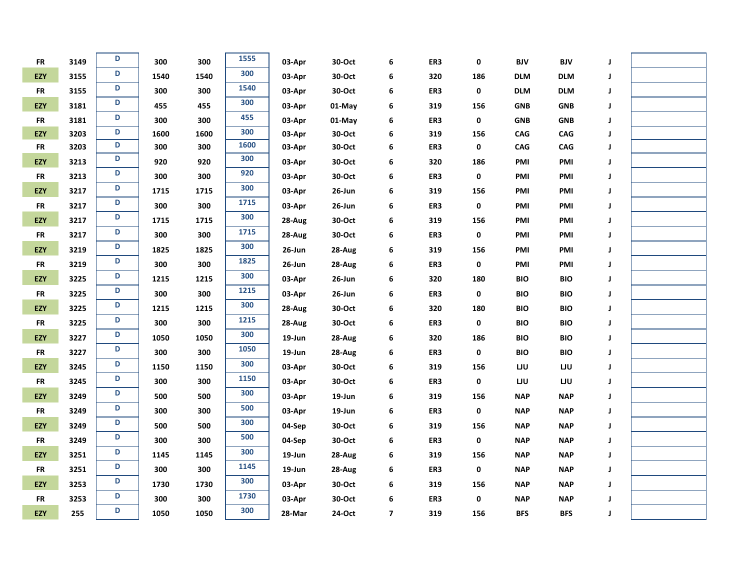| | | | | | | | | | | | | | | |
|---|---|---|---|---|---|---|---|---|---|---|---|---|---|---|
| FR | 3149 | D | 300 | 300 | 1555 | 03-Apr | 30-Oct | 6 | ER3 | 0 | BJV | BJV | J | |
| EZY | 3155 | D | 1540 | 1540 | 300 | 03-Apr | 30-Oct | 6 | 320 | 186 | DLM | DLM | J | |
| FR | 3155 | D | 300 | 300 | 1540 | 03-Apr | 30-Oct | 6 | ER3 | 0 | DLM | DLM | J | |
| EZY | 3181 | D | 455 | 455 | 300 | 03-Apr | 01-May | 6 | 319 | 156 | GNB | GNB | J | |
| FR | 3181 | D | 300 | 300 | 455 | 03-Apr | 01-May | 6 | ER3 | 0 | GNB | GNB | J | |
| EZY | 3203 | D | 1600 | 1600 | 300 | 03-Apr | 30-Oct | 6 | 319 | 156 | CAG | CAG | J | |
| FR | 3203 | D | 300 | 300 | 1600 | 03-Apr | 30-Oct | 6 | ER3 | 0 | CAG | CAG | J | |
| EZY | 3213 | D | 920 | 920 | 300 | 03-Apr | 30-Oct | 6 | 320 | 186 | PMI | PMI | J | |
| FR | 3213 | D | 300 | 300 | 920 | 03-Apr | 30-Oct | 6 | ER3 | 0 | PMI | PMI | J | |
| EZY | 3217 | D | 1715 | 1715 | 300 | 03-Apr | 26-Jun | 6 | 319 | 156 | PMI | PMI | J | |
| FR | 3217 | D | 300 | 300 | 1715 | 03-Apr | 26-Jun | 6 | ER3 | 0 | PMI | PMI | J | |
| EZY | 3217 | D | 1715 | 1715 | 300 | 28-Aug | 30-Oct | 6 | 319 | 156 | PMI | PMI | J | |
| FR | 3217 | D | 300 | 300 | 1715 | 28-Aug | 30-Oct | 6 | ER3 | 0 | PMI | PMI | J | |
| EZY | 3219 | D | 1825 | 1825 | 300 | 26-Jun | 28-Aug | 6 | 319 | 156 | PMI | PMI | J | |
| FR | 3219 | D | 300 | 300 | 1825 | 26-Jun | 28-Aug | 6 | ER3 | 0 | PMI | PMI | J | |
| EZY | 3225 | D | 1215 | 1215 | 300 | 03-Apr | 26-Jun | 6 | 320 | 180 | BIO | BIO | J | |
| FR | 3225 | D | 300 | 300 | 1215 | 03-Apr | 26-Jun | 6 | ER3 | 0 | BIO | BIO | J | |
| EZY | 3225 | D | 1215 | 1215 | 300 | 28-Aug | 30-Oct | 6 | 320 | 180 | BIO | BIO | J | |
| FR | 3225 | D | 300 | 300 | 1215 | 28-Aug | 30-Oct | 6 | ER3 | 0 | BIO | BIO | J | |
| EZY | 3227 | D | 1050 | 1050 | 300 | 19-Jun | 28-Aug | 6 | 320 | 186 | BIO | BIO | J | |
| FR | 3227 | D | 300 | 300 | 1050 | 19-Jun | 28-Aug | 6 | ER3 | 0 | BIO | BIO | J | |
| EZY | 3245 | D | 1150 | 1150 | 300 | 03-Apr | 30-Oct | 6 | 319 | 156 | LJU | LJU | J | |
| FR | 3245 | D | 300 | 300 | 1150 | 03-Apr | 30-Oct | 6 | ER3 | 0 | LJU | LJU | J | |
| EZY | 3249 | D | 500 | 500 | 300 | 03-Apr | 19-Jun | 6 | 319 | 156 | NAP | NAP | J | |
| FR | 3249 | D | 300 | 300 | 500 | 03-Apr | 19-Jun | 6 | ER3 | 0 | NAP | NAP | J | |
| EZY | 3249 | D | 500 | 500 | 300 | 04-Sep | 30-Oct | 6 | 319 | 156 | NAP | NAP | J | |
| FR | 3249 | D | 300 | 300 | 500 | 04-Sep | 30-Oct | 6 | ER3 | 0 | NAP | NAP | J | |
| EZY | 3251 | D | 1145 | 1145 | 300 | 19-Jun | 28-Aug | 6 | 319 | 156 | NAP | NAP | J | |
| FR | 3251 | D | 300 | 300 | 1145 | 19-Jun | 28-Aug | 6 | ER3 | 0 | NAP | NAP | J | |
| EZY | 3253 | D | 1730 | 1730 | 300 | 03-Apr | 30-Oct | 6 | 319 | 156 | NAP | NAP | J | |
| FR | 3253 | D | 300 | 300 | 1730 | 03-Apr | 30-Oct | 6 | ER3 | 0 | NAP | NAP | J | |
| EZY | 255 | D | 1050 | 1050 | 300 | 28-Mar | 24-Oct | 7 | 319 | 156 | BFS | BFS | J | |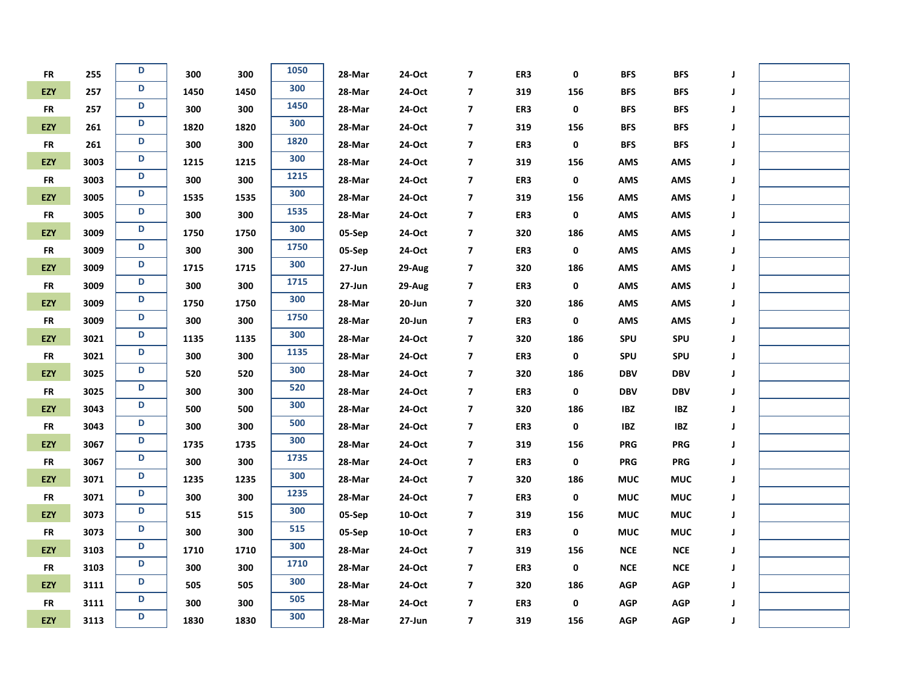| | | | | | | | | | | | | | | |
|---|---|---|---|---|---|---|---|---|---|---|---|---|---|---|
| FR | 255 | D | 300 | 300 | 1050 | 28-Mar | 24-Oct | 7 | ER3 | 0 | BFS | BFS | J | |
| EZY | 257 | D | 1450 | 1450 | 300 | 28-Mar | 24-Oct | 7 | 319 | 156 | BFS | BFS | J | |
| FR | 257 | D | 300 | 300 | 1450 | 28-Mar | 24-Oct | 7 | ER3 | 0 | BFS | BFS | J | |
| EZY | 261 | D | 1820 | 1820 | 300 | 28-Mar | 24-Oct | 7 | 319 | 156 | BFS | BFS | J | |
| FR | 261 | D | 300 | 300 | 1820 | 28-Mar | 24-Oct | 7 | ER3 | 0 | BFS | BFS | J | |
| EZY | 3003 | D | 1215 | 1215 | 300 | 28-Mar | 24-Oct | 7 | 319 | 156 | AMS | AMS | J | |
| FR | 3003 | D | 300 | 300 | 1215 | 28-Mar | 24-Oct | 7 | ER3 | 0 | AMS | AMS | J | |
| EZY | 3005 | D | 1535 | 1535 | 300 | 28-Mar | 24-Oct | 7 | 319 | 156 | AMS | AMS | J | |
| FR | 3005 | D | 300 | 300 | 1535 | 28-Mar | 24-Oct | 7 | ER3 | 0 | AMS | AMS | J | |
| EZY | 3009 | D | 1750 | 1750 | 300 | 05-Sep | 24-Oct | 7 | 320 | 186 | AMS | AMS | J | |
| FR | 3009 | D | 300 | 300 | 1750 | 05-Sep | 24-Oct | 7 | ER3 | 0 | AMS | AMS | J | |
| EZY | 3009 | D | 1715 | 1715 | 300 | 27-Jun | 29-Aug | 7 | 320 | 186 | AMS | AMS | J | |
| FR | 3009 | D | 300 | 300 | 1715 | 27-Jun | 29-Aug | 7 | ER3 | 0 | AMS | AMS | J | |
| EZY | 3009 | D | 1750 | 1750 | 300 | 28-Mar | 20-Jun | 7 | 320 | 186 | AMS | AMS | J | |
| FR | 3009 | D | 300 | 300 | 1750 | 28-Mar | 20-Jun | 7 | ER3 | 0 | AMS | AMS | J | |
| EZY | 3021 | D | 1135 | 1135 | 300 | 28-Mar | 24-Oct | 7 | 320 | 186 | SPU | SPU | J | |
| FR | 3021 | D | 300 | 300 | 1135 | 28-Mar | 24-Oct | 7 | ER3 | 0 | SPU | SPU | J | |
| EZY | 3025 | D | 520 | 520 | 300 | 28-Mar | 24-Oct | 7 | 320 | 186 | DBV | DBV | J | |
| FR | 3025 | D | 300 | 300 | 520 | 28-Mar | 24-Oct | 7 | ER3 | 0 | DBV | DBV | J | |
| EZY | 3043 | D | 500 | 500 | 300 | 28-Mar | 24-Oct | 7 | 320 | 186 | IBZ | IBZ | J | |
| FR | 3043 | D | 300 | 300 | 500 | 28-Mar | 24-Oct | 7 | ER3 | 0 | IBZ | IBZ | J | |
| EZY | 3067 | D | 1735 | 1735 | 300 | 28-Mar | 24-Oct | 7 | 319 | 156 | PRG | PRG | J | |
| FR | 3067 | D | 300 | 300 | 1735 | 28-Mar | 24-Oct | 7 | ER3 | 0 | PRG | PRG | J | |
| EZY | 3071 | D | 1235 | 1235 | 300 | 28-Mar | 24-Oct | 7 | 320 | 186 | MUC | MUC | J | |
| FR | 3071 | D | 300 | 300 | 1235 | 28-Mar | 24-Oct | 7 | ER3 | 0 | MUC | MUC | J | |
| EZY | 3073 | D | 515 | 515 | 300 | 05-Sep | 10-Oct | 7 | 319 | 156 | MUC | MUC | J | |
| FR | 3073 | D | 300 | 300 | 515 | 05-Sep | 10-Oct | 7 | ER3 | 0 | MUC | MUC | J | |
| EZY | 3103 | D | 1710 | 1710 | 300 | 28-Mar | 24-Oct | 7 | 319 | 156 | NCE | NCE | J | |
| FR | 3103 | D | 300 | 300 | 1710 | 28-Mar | 24-Oct | 7 | ER3 | 0 | NCE | NCE | J | |
| EZY | 3111 | D | 505 | 505 | 300 | 28-Mar | 24-Oct | 7 | 320 | 186 | AGP | AGP | J | |
| FR | 3111 | D | 300 | 300 | 505 | 28-Mar | 24-Oct | 7 | ER3 | 0 | AGP | AGP | J | |
| EZY | 3113 | D | 1830 | 1830 | 300 | 28-Mar | 27-Jun | 7 | 319 | 156 | AGP | AGP | J | |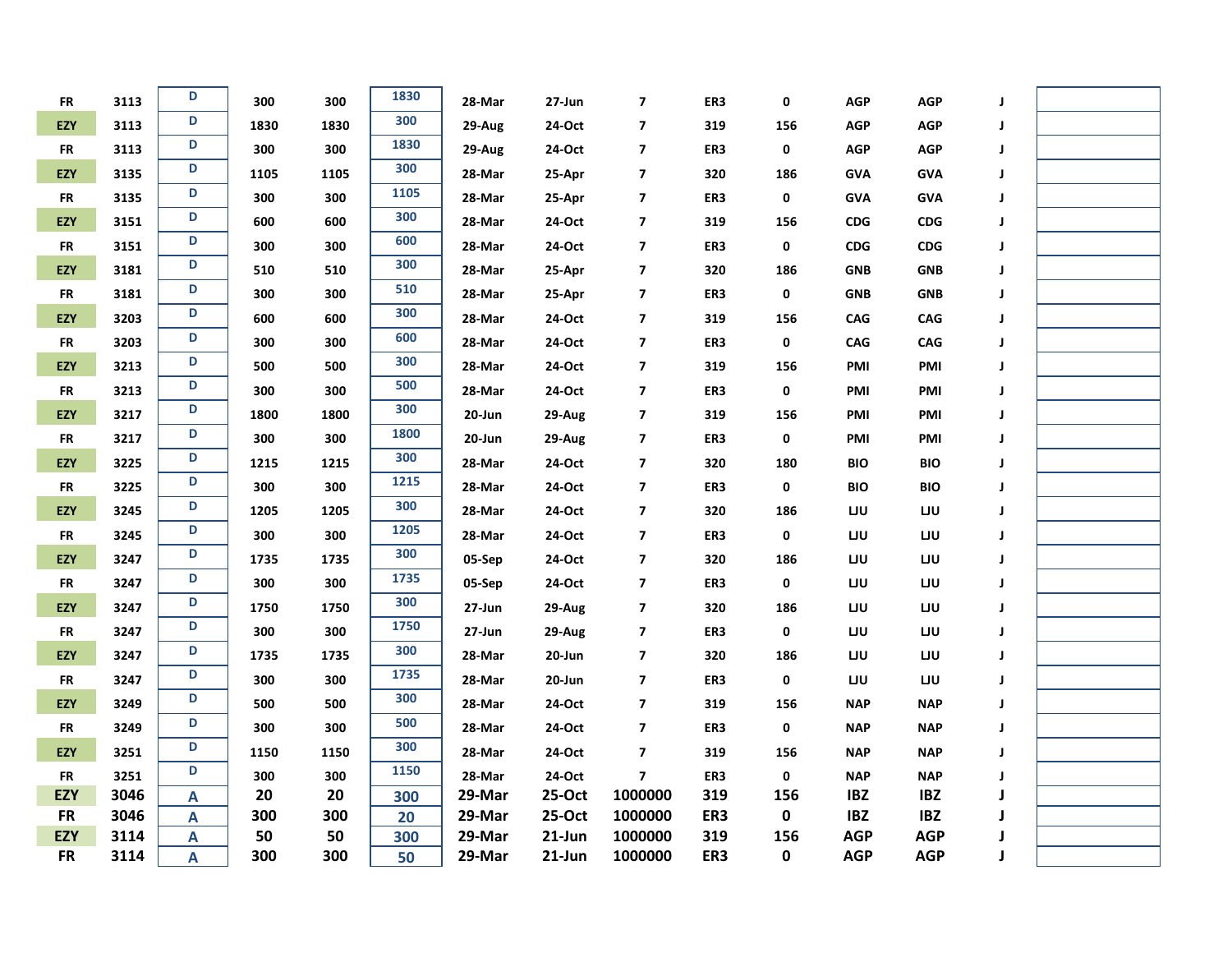| | | | | | | | | | | | | | | |
|---|---|---|---|---|---|---|---|---|---|---|---|---|---|---|
| FR | 3113 | D | 300 | 300 | 1830 | 28-Mar | 27-Jun | 7 | ER3 | 0 | AGP | AGP | J | |
| EZY | 3113 | D | 1830 | 1830 | 300 | 29-Aug | 24-Oct | 7 | 319 | 156 | AGP | AGP | J | |
| FR | 3113 | D | 300 | 300 | 1830 | 29-Aug | 24-Oct | 7 | ER3 | 0 | AGP | AGP | J | |
| EZY | 3135 | D | 1105 | 1105 | 300 | 28-Mar | 25-Apr | 7 | 320 | 186 | GVA | GVA | J | |
| FR | 3135 | D | 300 | 300 | 1105 | 28-Mar | 25-Apr | 7 | ER3 | 0 | GVA | GVA | J | |
| EZY | 3151 | D | 600 | 600 | 300 | 28-Mar | 24-Oct | 7 | 319 | 156 | CDG | CDG | J | |
| FR | 3151 | D | 300 | 300 | 600 | 28-Mar | 24-Oct | 7 | ER3 | 0 | CDG | CDG | J | |
| EZY | 3181 | D | 510 | 510 | 300 | 28-Mar | 25-Apr | 7 | 320 | 186 | GNB | GNB | J | |
| FR | 3181 | D | 300 | 300 | 510 | 28-Mar | 25-Apr | 7 | ER3 | 0 | GNB | GNB | J | |
| EZY | 3203 | D | 600 | 600 | 300 | 28-Mar | 24-Oct | 7 | 319 | 156 | CAG | CAG | J | |
| FR | 3203 | D | 300 | 300 | 600 | 28-Mar | 24-Oct | 7 | ER3 | 0 | CAG | CAG | J | |
| EZY | 3213 | D | 500 | 500 | 300 | 28-Mar | 24-Oct | 7 | 319 | 156 | PMI | PMI | J | |
| FR | 3213 | D | 300 | 300 | 500 | 28-Mar | 24-Oct | 7 | ER3 | 0 | PMI | PMI | J | |
| EZY | 3217 | D | 1800 | 1800 | 300 | 20-Jun | 29-Aug | 7 | 319 | 156 | PMI | PMI | J | |
| FR | 3217 | D | 300 | 300 | 1800 | 20-Jun | 29-Aug | 7 | ER3 | 0 | PMI | PMI | J | |
| EZY | 3225 | D | 1215 | 1215 | 300 | 28-Mar | 24-Oct | 7 | 320 | 180 | BIO | BIO | J | |
| FR | 3225 | D | 300 | 300 | 1215 | 28-Mar | 24-Oct | 7 | ER3 | 0 | BIO | BIO | J | |
| EZY | 3245 | D | 1205 | 1205 | 300 | 28-Mar | 24-Oct | 7 | 320 | 186 | LJU | LJU | J | |
| FR | 3245 | D | 300 | 300 | 1205 | 28-Mar | 24-Oct | 7 | ER3 | 0 | LJU | LJU | J | |
| EZY | 3247 | D | 1735 | 1735 | 300 | 05-Sep | 24-Oct | 7 | 320 | 186 | LJU | LJU | J | |
| FR | 3247 | D | 300 | 300 | 1735 | 05-Sep | 24-Oct | 7 | ER3 | 0 | LJU | LJU | J | |
| EZY | 3247 | D | 1750 | 1750 | 300 | 27-Jun | 29-Aug | 7 | 320 | 186 | LJU | LJU | J | |
| FR | 3247 | D | 300 | 300 | 1750 | 27-Jun | 29-Aug | 7 | ER3 | 0 | LJU | LJU | J | |
| EZY | 3247 | D | 1735 | 1735 | 300 | 28-Mar | 20-Jun | 7 | 320 | 186 | LJU | LJU | J | |
| FR | 3247 | D | 300 | 300 | 1735 | 28-Mar | 20-Jun | 7 | ER3 | 0 | LJU | LJU | J | |
| EZY | 3249 | D | 500 | 500 | 300 | 28-Mar | 24-Oct | 7 | 319 | 156 | NAP | NAP | J | |
| FR | 3249 | D | 300 | 300 | 500 | 28-Mar | 24-Oct | 7 | ER3 | 0 | NAP | NAP | J | |
| EZY | 3251 | D | 1150 | 1150 | 300 | 28-Mar | 24-Oct | 7 | 319 | 156 | NAP | NAP | J | |
| FR | 3251 | D | 300 | 300 | 1150 | 28-Mar | 24-Oct | 7 | ER3 | 0 | NAP | NAP | J | |
| EZY | 3046 | A | 20 | 20 | 300 | 29-Mar | 25-Oct | 1000000 | 319 | 156 | IBZ | IBZ | J | |
| FR | 3046 | A | 300 | 300 | 20 | 29-Mar | 25-Oct | 1000000 | ER3 | 0 | IBZ | IBZ | J | |
| EZY | 3114 | A | 50 | 50 | 300 | 29-Mar | 21-Jun | 1000000 | 319 | 156 | AGP | AGP | J | |
| FR | 3114 | A | 300 | 300 | 50 | 29-Mar | 21-Jun | 1000000 | ER3 | 0 | AGP | AGP | J | |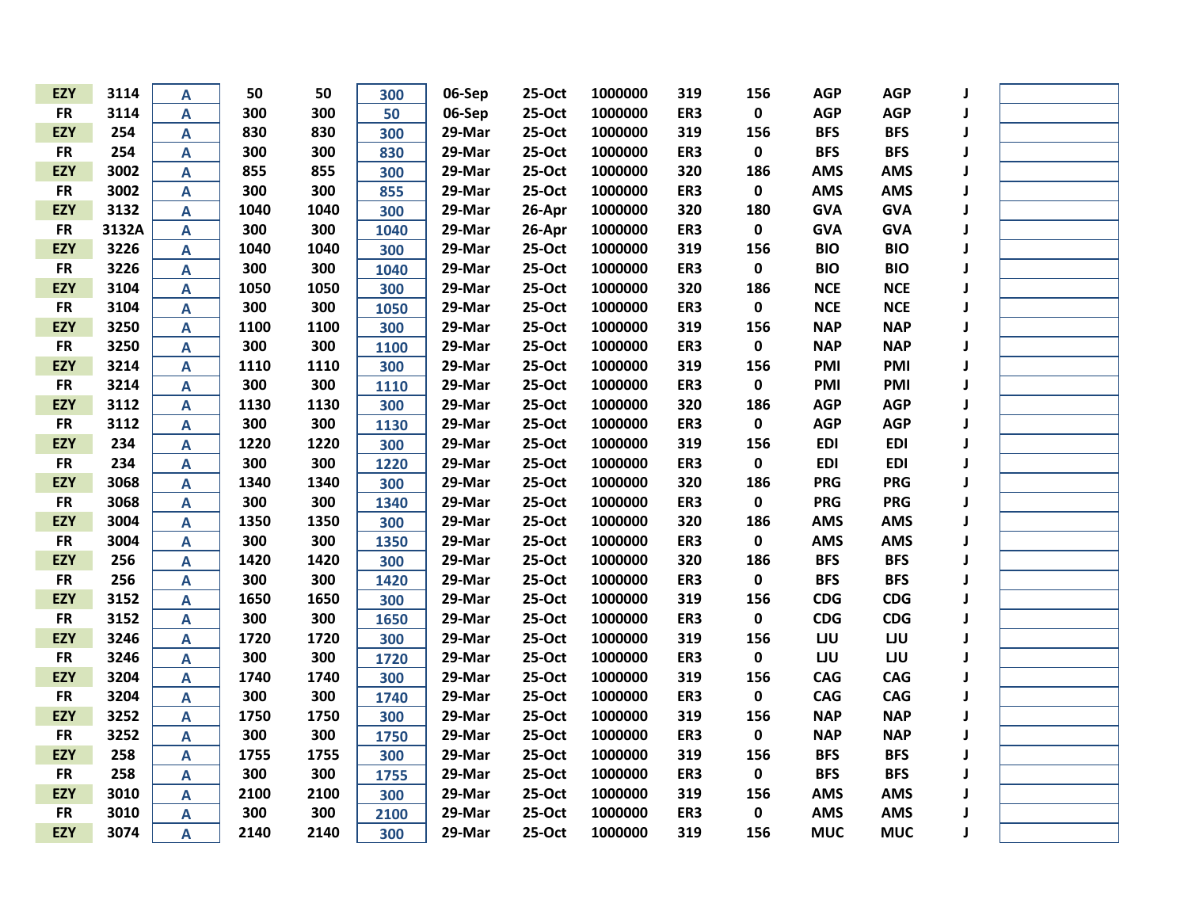| | | | | | | | | | | | | | | | |
|---|---|---|---|---|---|---|---|---|---|---|---|---|---|---|---|
| EZY | 3114 | A | 50 | 50 | 300 | 06-Sep | 25-Oct | 1000000 | 319 | 156 | AGP | AGP | J | |
| FR | 3114 | A | 300 | 300 | 50 | 06-Sep | 25-Oct | 1000000 | ER3 | 0 | AGP | AGP | J | |
| EZY | 254 | A | 830 | 830 | 300 | 29-Mar | 25-Oct | 1000000 | 319 | 156 | BFS | BFS | J | |
| FR | 254 | A | 300 | 300 | 830 | 29-Mar | 25-Oct | 1000000 | ER3 | 0 | BFS | BFS | J | |
| EZY | 3002 | A | 855 | 855 | 300 | 29-Mar | 25-Oct | 1000000 | 320 | 186 | AMS | AMS | J | |
| FR | 3002 | A | 300 | 300 | 855 | 29-Mar | 25-Oct | 1000000 | ER3 | 0 | AMS | AMS | J | |
| EZY | 3132 | A | 1040 | 1040 | 300 | 29-Mar | 26-Apr | 1000000 | 320 | 180 | GVA | GVA | J | |
| FR | 3132A | A | 300 | 300 | 1040 | 29-Mar | 26-Apr | 1000000 | ER3 | 0 | GVA | GVA | J | |
| EZY | 3226 | A | 1040 | 1040 | 300 | 29-Mar | 25-Oct | 1000000 | 319 | 156 | BIO | BIO | J | |
| FR | 3226 | A | 300 | 300 | 1040 | 29-Mar | 25-Oct | 1000000 | ER3 | 0 | BIO | BIO | J | |
| EZY | 3104 | A | 1050 | 1050 | 300 | 29-Mar | 25-Oct | 1000000 | 320 | 186 | NCE | NCE | J | |
| FR | 3104 | A | 300 | 300 | 1050 | 29-Mar | 25-Oct | 1000000 | ER3 | 0 | NCE | NCE | J | |
| EZY | 3250 | A | 1100 | 1100 | 300 | 29-Mar | 25-Oct | 1000000 | 319 | 156 | NAP | NAP | J | |
| FR | 3250 | A | 300 | 300 | 1100 | 29-Mar | 25-Oct | 1000000 | ER3 | 0 | NAP | NAP | J | |
| EZY | 3214 | A | 1110 | 1110 | 300 | 29-Mar | 25-Oct | 1000000 | 319 | 156 | PMI | PMI | J | |
| FR | 3214 | A | 300 | 300 | 1110 | 29-Mar | 25-Oct | 1000000 | ER3 | 0 | PMI | PMI | J | |
| EZY | 3112 | A | 1130 | 1130 | 300 | 29-Mar | 25-Oct | 1000000 | 320 | 186 | AGP | AGP | J | |
| FR | 3112 | A | 300 | 300 | 1130 | 29-Mar | 25-Oct | 1000000 | ER3 | 0 | AGP | AGP | J | |
| EZY | 234 | A | 1220 | 1220 | 300 | 29-Mar | 25-Oct | 1000000 | 319 | 156 | EDI | EDI | J | |
| FR | 234 | A | 300 | 300 | 1220 | 29-Mar | 25-Oct | 1000000 | ER3 | 0 | EDI | EDI | J | |
| EZY | 3068 | A | 1340 | 1340 | 300 | 29-Mar | 25-Oct | 1000000 | 320 | 186 | PRG | PRG | J | |
| FR | 3068 | A | 300 | 300 | 1340 | 29-Mar | 25-Oct | 1000000 | ER3 | 0 | PRG | PRG | J | |
| EZY | 3004 | A | 1350 | 1350 | 300 | 29-Mar | 25-Oct | 1000000 | 320 | 186 | AMS | AMS | J | |
| FR | 3004 | A | 300 | 300 | 1350 | 29-Mar | 25-Oct | 1000000 | ER3 | 0 | AMS | AMS | J | |
| EZY | 256 | A | 1420 | 1420 | 300 | 29-Mar | 25-Oct | 1000000 | 320 | 186 | BFS | BFS | J | |
| FR | 256 | A | 300 | 300 | 1420 | 29-Mar | 25-Oct | 1000000 | ER3 | 0 | BFS | BFS | J | |
| EZY | 3152 | A | 1650 | 1650 | 300 | 29-Mar | 25-Oct | 1000000 | 319 | 156 | CDG | CDG | J | |
| FR | 3152 | A | 300 | 300 | 1650 | 29-Mar | 25-Oct | 1000000 | ER3 | 0 | CDG | CDG | J | |
| EZY | 3246 | A | 1720 | 1720 | 300 | 29-Mar | 25-Oct | 1000000 | 319 | 156 | LJU | LJU | J | |
| FR | 3246 | A | 300 | 300 | 1720 | 29-Mar | 25-Oct | 1000000 | ER3 | 0 | LJU | LJU | J | |
| EZY | 3204 | A | 1740 | 1740 | 300 | 29-Mar | 25-Oct | 1000000 | 319 | 156 | CAG | CAG | J | |
| FR | 3204 | A | 300 | 300 | 1740 | 29-Mar | 25-Oct | 1000000 | ER3 | 0 | CAG | CAG | J | |
| EZY | 3252 | A | 1750 | 1750 | 300 | 29-Mar | 25-Oct | 1000000 | 319 | 156 | NAP | NAP | J | |
| FR | 3252 | A | 300 | 300 | 1750 | 29-Mar | 25-Oct | 1000000 | ER3 | 0 | NAP | NAP | J | |
| EZY | 258 | A | 1755 | 1755 | 300 | 29-Mar | 25-Oct | 1000000 | 319 | 156 | BFS | BFS | J | |
| FR | 258 | A | 300 | 300 | 1755 | 29-Mar | 25-Oct | 1000000 | ER3 | 0 | BFS | BFS | J | |
| EZY | 3010 | A | 2100 | 2100 | 300 | 29-Mar | 25-Oct | 1000000 | 319 | 156 | AMS | AMS | J | |
| FR | 3010 | A | 300 | 300 | 2100 | 29-Mar | 25-Oct | 1000000 | ER3 | 0 | AMS | AMS | J | |
| EZY | 3074 | A | 2140 | 2140 | 300 | 29-Mar | 25-Oct | 1000000 | 319 | 156 | MUC | MUC | J | |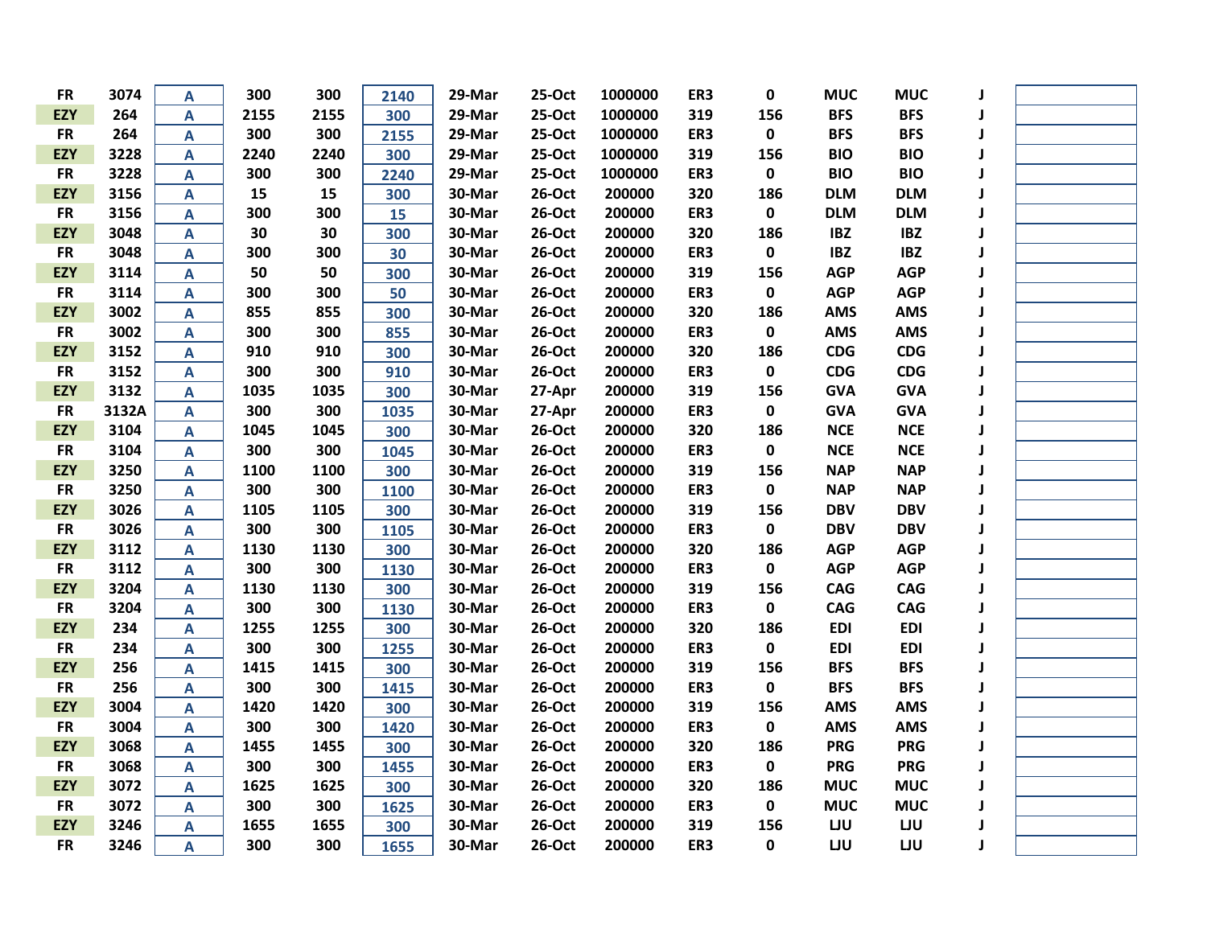| | | | | | | | | | | | | | | |
|---|---|---|---|---|---|---|---|---|---|---|---|---|---|---|
| FR | 3074 | A | 300 | 300 | 2140 | 29-Mar | 25-Oct | 1000000 | ER3 | 0 | MUC | MUC | J | |
| EZY | 264 | A | 2155 | 2155 | 300 | 29-Mar | 25-Oct | 1000000 | 319 | 156 | BFS | BFS | J | |
| FR | 264 | A | 300 | 300 | 2155 | 29-Mar | 25-Oct | 1000000 | ER3 | 0 | BFS | BFS | J | |
| EZY | 3228 | A | 2240 | 2240 | 300 | 29-Mar | 25-Oct | 1000000 | 319 | 156 | BIO | BIO | J | |
| FR | 3228 | A | 300 | 300 | 2240 | 29-Mar | 25-Oct | 1000000 | ER3 | 0 | BIO | BIO | J | |
| EZY | 3156 | A | 15 | 15 | 300 | 30-Mar | 26-Oct | 200000 | 320 | 186 | DLM | DLM | J | |
| FR | 3156 | A | 300 | 300 | 15 | 30-Mar | 26-Oct | 200000 | ER3 | 0 | DLM | DLM | J | |
| EZY | 3048 | A | 30 | 30 | 300 | 30-Mar | 26-Oct | 200000 | 320 | 186 | IBZ | IBZ | J | |
| FR | 3048 | A | 300 | 300 | 30 | 30-Mar | 26-Oct | 200000 | ER3 | 0 | IBZ | IBZ | J | |
| EZY | 3114 | A | 50 | 50 | 300 | 30-Mar | 26-Oct | 200000 | 319 | 156 | AGP | AGP | J | |
| FR | 3114 | A | 300 | 300 | 50 | 30-Mar | 26-Oct | 200000 | ER3 | 0 | AGP | AGP | J | |
| EZY | 3002 | A | 855 | 855 | 300 | 30-Mar | 26-Oct | 200000 | 320 | 186 | AMS | AMS | J | |
| FR | 3002 | A | 300 | 300 | 855 | 30-Mar | 26-Oct | 200000 | ER3 | 0 | AMS | AMS | J | |
| EZY | 3152 | A | 910 | 910 | 300 | 30-Mar | 26-Oct | 200000 | 320 | 186 | CDG | CDG | J | |
| FR | 3152 | A | 300 | 300 | 910 | 30-Mar | 26-Oct | 200000 | ER3 | 0 | CDG | CDG | J | |
| EZY | 3132 | A | 1035 | 1035 | 300 | 30-Mar | 27-Apr | 200000 | 319 | 156 | GVA | GVA | J | |
| FR | 3132A | A | 300 | 300 | 1035 | 30-Mar | 27-Apr | 200000 | ER3 | 0 | GVA | GVA | J | |
| EZY | 3104 | A | 1045 | 1045 | 300 | 30-Mar | 26-Oct | 200000 | 320 | 186 | NCE | NCE | J | |
| FR | 3104 | A | 300 | 300 | 1045 | 30-Mar | 26-Oct | 200000 | ER3 | 0 | NCE | NCE | J | |
| EZY | 3250 | A | 1100 | 1100 | 300 | 30-Mar | 26-Oct | 200000 | 319 | 156 | NAP | NAP | J | |
| FR | 3250 | A | 300 | 300 | 1100 | 30-Mar | 26-Oct | 200000 | ER3 | 0 | NAP | NAP | J | |
| EZY | 3026 | A | 1105 | 1105 | 300 | 30-Mar | 26-Oct | 200000 | 319 | 156 | DBV | DBV | J | |
| FR | 3026 | A | 300 | 300 | 1105 | 30-Mar | 26-Oct | 200000 | ER3 | 0 | DBV | DBV | J | |
| EZY | 3112 | A | 1130 | 1130 | 300 | 30-Mar | 26-Oct | 200000 | 320 | 186 | AGP | AGP | J | |
| FR | 3112 | A | 300 | 300 | 1130 | 30-Mar | 26-Oct | 200000 | ER3 | 0 | AGP | AGP | J | |
| EZY | 3204 | A | 1130 | 1130 | 300 | 30-Mar | 26-Oct | 200000 | 319 | 156 | CAG | CAG | J | |
| FR | 3204 | A | 300 | 300 | 1130 | 30-Mar | 26-Oct | 200000 | ER3 | 0 | CAG | CAG | J | |
| EZY | 234 | A | 1255 | 1255 | 300 | 30-Mar | 26-Oct | 200000 | 320 | 186 | EDI | EDI | J | |
| FR | 234 | A | 300 | 300 | 1255 | 30-Mar | 26-Oct | 200000 | ER3 | 0 | EDI | EDI | J | |
| EZY | 256 | A | 1415 | 1415 | 300 | 30-Mar | 26-Oct | 200000 | 319 | 156 | BFS | BFS | J | |
| FR | 256 | A | 300 | 300 | 1415 | 30-Mar | 26-Oct | 200000 | ER3 | 0 | BFS | BFS | J | |
| EZY | 3004 | A | 1420 | 1420 | 300 | 30-Mar | 26-Oct | 200000 | 319 | 156 | AMS | AMS | J | |
| FR | 3004 | A | 300 | 300 | 1420 | 30-Mar | 26-Oct | 200000 | ER3 | 0 | AMS | AMS | J | |
| EZY | 3068 | A | 1455 | 1455 | 300 | 30-Mar | 26-Oct | 200000 | 320 | 186 | PRG | PRG | J | |
| FR | 3068 | A | 300 | 300 | 1455 | 30-Mar | 26-Oct | 200000 | ER3 | 0 | PRG | PRG | J | |
| EZY | 3072 | A | 1625 | 1625 | 300 | 30-Mar | 26-Oct | 200000 | 320 | 186 | MUC | MUC | J | |
| FR | 3072 | A | 300 | 300 | 1625 | 30-Mar | 26-Oct | 200000 | ER3 | 0 | MUC | MUC | J | |
| EZY | 3246 | A | 1655 | 1655 | 300 | 30-Mar | 26-Oct | 200000 | 319 | 156 | LJU | LJU | J | |
| FR | 3246 | A | 300 | 300 | 1655 | 30-Mar | 26-Oct | 200000 | ER3 | 0 | LJU | LJU | J | |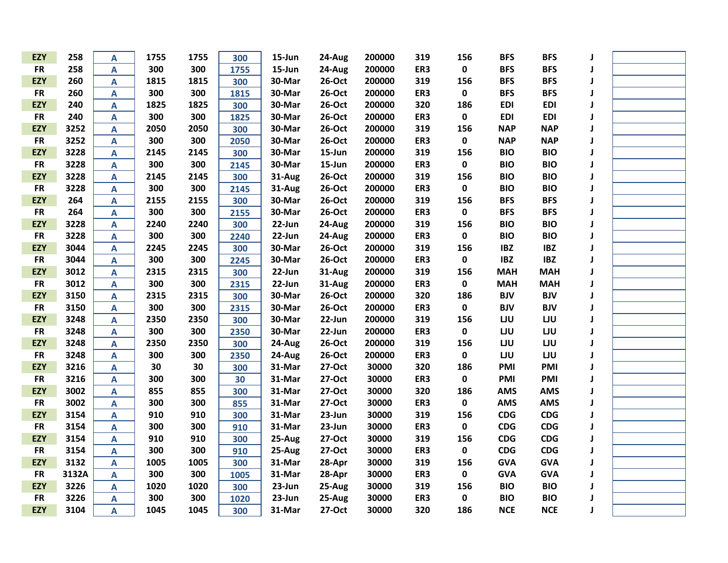| | | | | | | | | | | | | | | |
|---|---|---|---|---|---|---|---|---|---|---|---|---|---|---|
| EZY | 258 | A | 1755 | 1755 | 300 | 15-Jun | 24-Aug | 200000 | 319 | 156 | BFS | BFS | J | |
| FR | 258 | A | 300 | 300 | 1755 | 15-Jun | 24-Aug | 200000 | ER3 | 0 | BFS | BFS | J | |
| EZY | 260 | A | 1815 | 1815 | 300 | 30-Mar | 26-Oct | 200000 | 319 | 156 | BFS | BFS | J | |
| FR | 260 | A | 300 | 300 | 1815 | 30-Mar | 26-Oct | 200000 | ER3 | 0 | BFS | BFS | J | |
| EZY | 240 | A | 1825 | 1825 | 300 | 30-Mar | 26-Oct | 200000 | 320 | 186 | EDI | EDI | J | |
| FR | 240 | A | 300 | 300 | 1825 | 30-Mar | 26-Oct | 200000 | ER3 | 0 | EDI | EDI | J | |
| EZY | 3252 | A | 2050 | 2050 | 300 | 30-Mar | 26-Oct | 200000 | 319 | 156 | NAP | NAP | J | |
| FR | 3252 | A | 300 | 300 | 2050 | 30-Mar | 26-Oct | 200000 | ER3 | 0 | NAP | NAP | J | |
| EZY | 3228 | A | 2145 | 2145 | 300 | 30-Mar | 15-Jun | 200000 | 319 | 156 | BIO | BIO | J | |
| FR | 3228 | A | 300 | 300 | 2145 | 30-Mar | 15-Jun | 200000 | ER3 | 0 | BIO | BIO | J | |
| EZY | 3228 | A | 2145 | 2145 | 300 | 31-Aug | 26-Oct | 200000 | 319 | 156 | BIO | BIO | J | |
| FR | 3228 | A | 300 | 300 | 2145 | 31-Aug | 26-Oct | 200000 | ER3 | 0 | BIO | BIO | J | |
| EZY | 264 | A | 2155 | 2155 | 300 | 30-Mar | 26-Oct | 200000 | 319 | 156 | BFS | BFS | J | |
| FR | 264 | A | 300 | 300 | 2155 | 30-Mar | 26-Oct | 200000 | ER3 | 0 | BFS | BFS | J | |
| EZY | 3228 | A | 2240 | 2240 | 300 | 22-Jun | 24-Aug | 200000 | 319 | 156 | BIO | BIO | J | |
| FR | 3228 | A | 300 | 300 | 2240 | 22-Jun | 24-Aug | 200000 | ER3 | 0 | BIO | BIO | J | |
| EZY | 3044 | A | 2245 | 2245 | 300 | 30-Mar | 26-Oct | 200000 | 319 | 156 | IBZ | IBZ | J | |
| FR | 3044 | A | 300 | 300 | 2245 | 30-Mar | 26-Oct | 200000 | ER3 | 0 | IBZ | IBZ | J | |
| EZY | 3012 | A | 2315 | 2315 | 300 | 22-Jun | 31-Aug | 200000 | 319 | 156 | MAH | MAH | J | |
| FR | 3012 | A | 300 | 300 | 2315 | 22-Jun | 31-Aug | 200000 | ER3 | 0 | MAH | MAH | J | |
| EZY | 3150 | A | 2315 | 2315 | 300 | 30-Mar | 26-Oct | 200000 | 320 | 186 | BJV | BJV | J | |
| FR | 3150 | A | 300 | 300 | 2315 | 30-Mar | 26-Oct | 200000 | ER3 | 0 | BJV | BJV | J | |
| EZY | 3248 | A | 2350 | 2350 | 300 | 30-Mar | 22-Jun | 200000 | 319 | 156 | LJU | LJU | J | |
| FR | 3248 | A | 300 | 300 | 2350 | 30-Mar | 22-Jun | 200000 | ER3 | 0 | LJU | LJU | J | |
| EZY | 3248 | A | 2350 | 2350 | 300 | 24-Aug | 26-Oct | 200000 | 319 | 156 | LJU | LJU | J | |
| FR | 3248 | A | 300 | 300 | 2350 | 24-Aug | 26-Oct | 200000 | ER3 | 0 | LJU | LJU | J | |
| EZY | 3216 | A | 30 | 30 | 300 | 31-Mar | 27-Oct | 30000 | 320 | 186 | PMI | PMI | J | |
| FR | 3216 | A | 300 | 300 | 30 | 31-Mar | 27-Oct | 30000 | ER3 | 0 | PMI | PMI | J | |
| EZY | 3002 | A | 855 | 855 | 300 | 31-Mar | 27-Oct | 30000 | 320 | 186 | AMS | AMS | J | |
| FR | 3002 | A | 300 | 300 | 855 | 31-Mar | 27-Oct | 30000 | ER3 | 0 | AMS | AMS | J | |
| EZY | 3154 | A | 910 | 910 | 300 | 31-Mar | 23-Jun | 30000 | 319 | 156 | CDG | CDG | J | |
| FR | 3154 | A | 300 | 300 | 910 | 31-Mar | 23-Jun | 30000 | ER3 | 0 | CDG | CDG | J | |
| EZY | 3154 | A | 910 | 910 | 300 | 25-Aug | 27-Oct | 30000 | 319 | 156 | CDG | CDG | J | |
| FR | 3154 | A | 300 | 300 | 910 | 25-Aug | 27-Oct | 30000 | ER3 | 0 | CDG | CDG | J | |
| EZY | 3132 | A | 1005 | 1005 | 300 | 31-Mar | 28-Apr | 30000 | 319 | 156 | GVA | GVA | J | |
| FR | 3132A | A | 300 | 300 | 1005 | 31-Mar | 28-Apr | 30000 | ER3 | 0 | GVA | GVA | J | |
| EZY | 3226 | A | 1020 | 1020 | 300 | 23-Jun | 25-Aug | 30000 | 319 | 156 | BIO | BIO | J | |
| FR | 3226 | A | 300 | 300 | 1020 | 23-Jun | 25-Aug | 30000 | ER3 | 0 | BIO | BIO | J | |
| EZY | 3104 | A | 1045 | 1045 | 300 | 31-Mar | 27-Oct | 30000 | 320 | 186 | NCE | NCE | J | |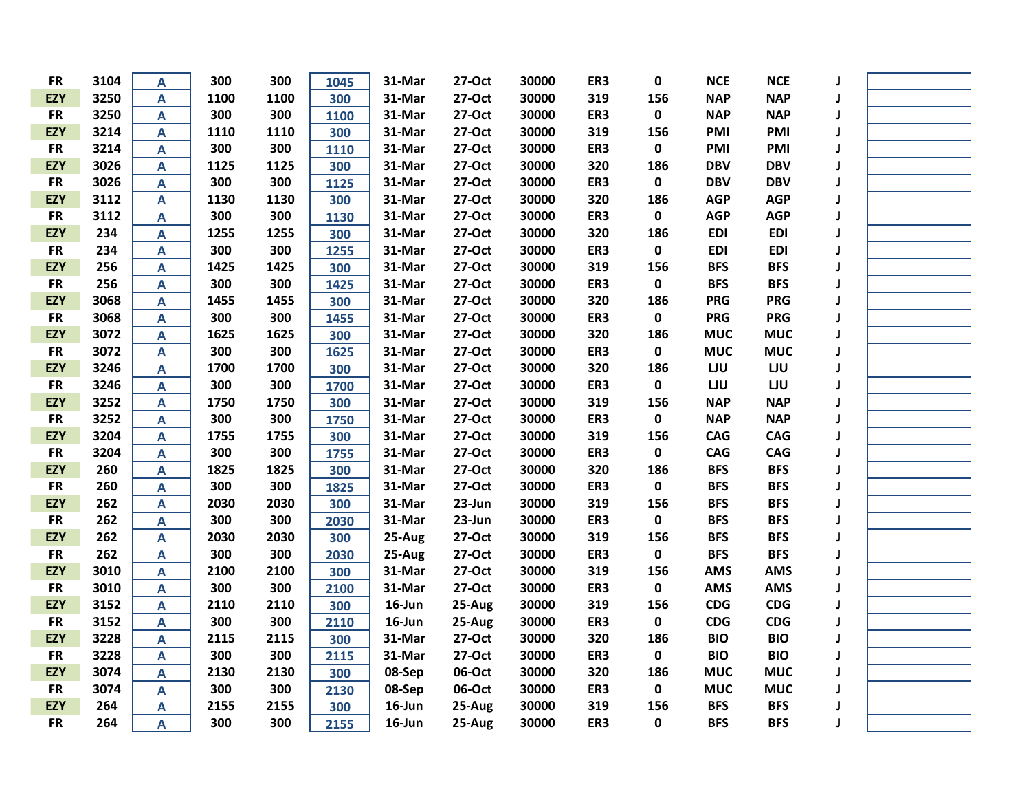| | | | | | | | | | | | | | | |
|---|---|---|---|---|---|---|---|---|---|---|---|---|---|---|
| FR | 3104 | A | 300 | 300 | 1045 | 31-Mar | 27-Oct | 30000 | ER3 | 0 | NCE | NCE | J | |
| EZY | 3250 | A | 1100 | 1100 | 300 | 31-Mar | 27-Oct | 30000 | 319 | 156 | NAP | NAP | J | |
| FR | 3250 | A | 300 | 300 | 1100 | 31-Mar | 27-Oct | 30000 | ER3 | 0 | NAP | NAP | J | |
| EZY | 3214 | A | 1110 | 1110 | 300 | 31-Mar | 27-Oct | 30000 | 319 | 156 | PMI | PMI | J | |
| FR | 3214 | A | 300 | 300 | 1110 | 31-Mar | 27-Oct | 30000 | ER3 | 0 | PMI | PMI | J | |
| EZY | 3026 | A | 1125 | 1125 | 300 | 31-Mar | 27-Oct | 30000 | 320 | 186 | DBV | DBV | J | |
| FR | 3026 | A | 300 | 300 | 1125 | 31-Mar | 27-Oct | 30000 | ER3 | 0 | DBV | DBV | J | |
| EZY | 3112 | A | 1130 | 1130 | 300 | 31-Mar | 27-Oct | 30000 | 320 | 186 | AGP | AGP | J | |
| FR | 3112 | A | 300 | 300 | 1130 | 31-Mar | 27-Oct | 30000 | ER3 | 0 | AGP | AGP | J | |
| EZY | 234 | A | 1255 | 1255 | 300 | 31-Mar | 27-Oct | 30000 | 320 | 186 | EDI | EDI | J | |
| FR | 234 | A | 300 | 300 | 1255 | 31-Mar | 27-Oct | 30000 | ER3 | 0 | EDI | EDI | J | |
| EZY | 256 | A | 1425 | 1425 | 300 | 31-Mar | 27-Oct | 30000 | 319 | 156 | BFS | BFS | J | |
| FR | 256 | A | 300 | 300 | 1425 | 31-Mar | 27-Oct | 30000 | ER3 | 0 | BFS | BFS | J | |
| EZY | 3068 | A | 1455 | 1455 | 300 | 31-Mar | 27-Oct | 30000 | 320 | 186 | PRG | PRG | J | |
| FR | 3068 | A | 300 | 300 | 1455 | 31-Mar | 27-Oct | 30000 | ER3 | 0 | PRG | PRG | J | |
| EZY | 3072 | A | 1625 | 1625 | 300 | 31-Mar | 27-Oct | 30000 | 320 | 186 | MUC | MUC | J | |
| FR | 3072 | A | 300 | 300 | 1625 | 31-Mar | 27-Oct | 30000 | ER3 | 0 | MUC | MUC | J | |
| EZY | 3246 | A | 1700 | 1700 | 300 | 31-Mar | 27-Oct | 30000 | 320 | 186 | LJU | LJU | J | |
| FR | 3246 | A | 300 | 300 | 1700 | 31-Mar | 27-Oct | 30000 | ER3 | 0 | LJU | LJU | J | |
| EZY | 3252 | A | 1750 | 1750 | 300 | 31-Mar | 27-Oct | 30000 | 319 | 156 | NAP | NAP | J | |
| FR | 3252 | A | 300 | 300 | 1750 | 31-Mar | 27-Oct | 30000 | ER3 | 0 | NAP | NAP | J | |
| EZY | 3204 | A | 1755 | 1755 | 300 | 31-Mar | 27-Oct | 30000 | 319 | 156 | CAG | CAG | J | |
| FR | 3204 | A | 300 | 300 | 1755 | 31-Mar | 27-Oct | 30000 | ER3 | 0 | CAG | CAG | J | |
| EZY | 260 | A | 1825 | 1825 | 300 | 31-Mar | 27-Oct | 30000 | 320 | 186 | BFS | BFS | J | |
| FR | 260 | A | 300 | 300 | 1825 | 31-Mar | 27-Oct | 30000 | ER3 | 0 | BFS | BFS | J | |
| EZY | 262 | A | 2030 | 2030 | 300 | 31-Mar | 23-Jun | 30000 | 319 | 156 | BFS | BFS | J | |
| FR | 262 | A | 300 | 300 | 2030 | 31-Mar | 23-Jun | 30000 | ER3 | 0 | BFS | BFS | J | |
| EZY | 262 | A | 2030 | 2030 | 300 | 25-Aug | 27-Oct | 30000 | 319 | 156 | BFS | BFS | J | |
| FR | 262 | A | 300 | 300 | 2030 | 25-Aug | 27-Oct | 30000 | ER3 | 0 | BFS | BFS | J | |
| EZY | 3010 | A | 2100 | 2100 | 300 | 31-Mar | 27-Oct | 30000 | 319 | 156 | AMS | AMS | J | |
| FR | 3010 | A | 300 | 300 | 2100 | 31-Mar | 27-Oct | 30000 | ER3 | 0 | AMS | AMS | J | |
| EZY | 3152 | A | 2110 | 2110 | 300 | 16-Jun | 25-Aug | 30000 | 319 | 156 | CDG | CDG | J | |
| FR | 3152 | A | 300 | 300 | 2110 | 16-Jun | 25-Aug | 30000 | ER3 | 0 | CDG | CDG | J | |
| EZY | 3228 | A | 2115 | 2115 | 300 | 31-Mar | 27-Oct | 30000 | 320 | 186 | BIO | BIO | J | |
| FR | 3228 | A | 300 | 300 | 2115 | 31-Mar | 27-Oct | 30000 | ER3 | 0 | BIO | BIO | J | |
| EZY | 3074 | A | 2130 | 2130 | 300 | 08-Sep | 06-Oct | 30000 | 320 | 186 | MUC | MUC | J | |
| FR | 3074 | A | 300 | 300 | 2130 | 08-Sep | 06-Oct | 30000 | ER3 | 0 | MUC | MUC | J | |
| EZY | 264 | A | 2155 | 2155 | 300 | 16-Jun | 25-Aug | 30000 | 319 | 156 | BFS | BFS | J | |
| FR | 264 | A | 300 | 300 | 2155 | 16-Jun | 25-Aug | 30000 | ER3 | 0 | BFS | BFS | J | |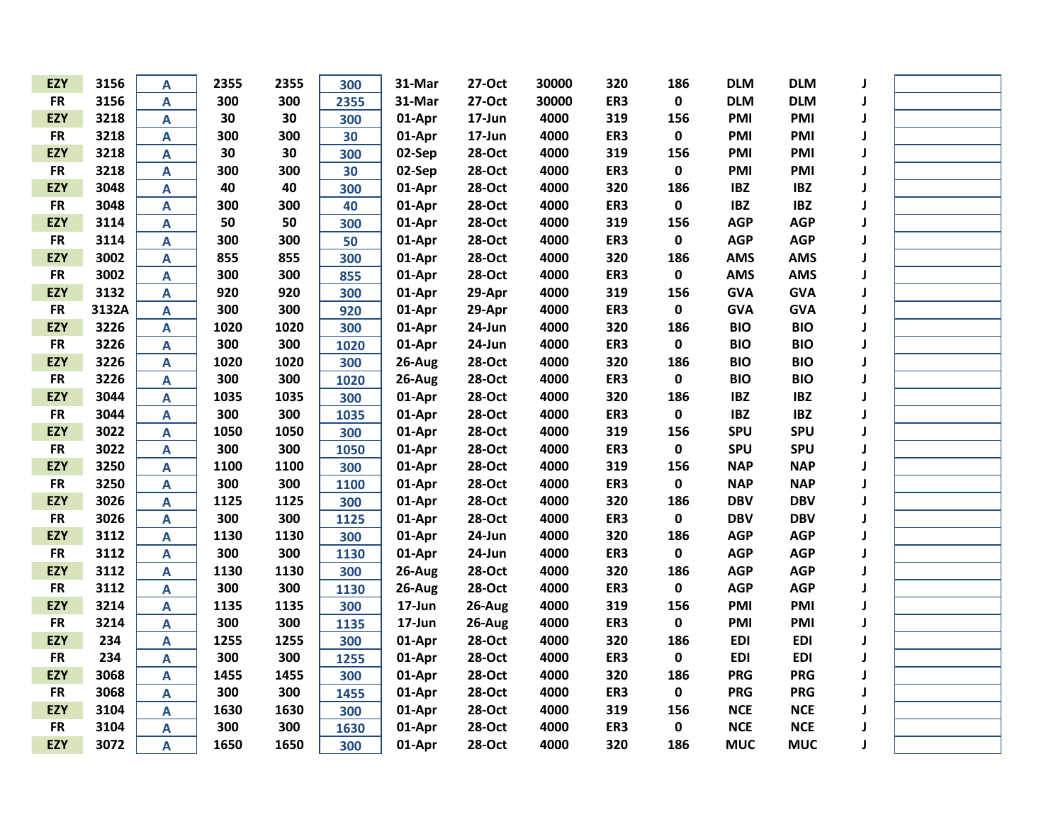| | | | | | | | | | | | | | | |
|---|---|---|---|---|---|---|---|---|---|---|---|---|---|---|
| EZY | 3156 | A | 2355 | 2355 | 300 | 31-Mar | 27-Oct | 30000 | 320 | 186 | DLM | DLM | J | |
| FR | 3156 | A | 300 | 300 | 2355 | 31-Mar | 27-Oct | 30000 | ER3 | 0 | DLM | DLM | J | |
| EZY | 3218 | A | 30 | 30 | 300 | 01-Apr | 17-Jun | 4000 | 319 | 156 | PMI | PMI | J | |
| FR | 3218 | A | 300 | 300 | 30 | 01-Apr | 17-Jun | 4000 | ER3 | 0 | PMI | PMI | J | |
| EZY | 3218 | A | 30 | 30 | 300 | 02-Sep | 28-Oct | 4000 | 319 | 156 | PMI | PMI | J | |
| FR | 3218 | A | 300 | 300 | 30 | 02-Sep | 28-Oct | 4000 | ER3 | 0 | PMI | PMI | J | |
| EZY | 3048 | A | 40 | 40 | 300 | 01-Apr | 28-Oct | 4000 | 320 | 186 | IBZ | IBZ | J | |
| FR | 3048 | A | 300 | 300 | 40 | 01-Apr | 28-Oct | 4000 | ER3 | 0 | IBZ | IBZ | J | |
| EZY | 3114 | A | 50 | 50 | 300 | 01-Apr | 28-Oct | 4000 | 319 | 156 | AGP | AGP | J | |
| FR | 3114 | A | 300 | 300 | 50 | 01-Apr | 28-Oct | 4000 | ER3 | 0 | AGP | AGP | J | |
| EZY | 3002 | A | 855 | 855 | 300 | 01-Apr | 28-Oct | 4000 | 320 | 186 | AMS | AMS | J | |
| FR | 3002 | A | 300 | 300 | 855 | 01-Apr | 28-Oct | 4000 | ER3 | 0 | AMS | AMS | J | |
| EZY | 3132 | A | 920 | 920 | 300 | 01-Apr | 29-Apr | 4000 | 319 | 156 | GVA | GVA | J | |
| FR | 3132A | A | 300 | 300 | 920 | 01-Apr | 29-Apr | 4000 | ER3 | 0 | GVA | GVA | J | |
| EZY | 3226 | A | 1020 | 1020 | 300 | 01-Apr | 24-Jun | 4000 | 320 | 186 | BIO | BIO | J | |
| FR | 3226 | A | 300 | 300 | 1020 | 01-Apr | 24-Jun | 4000 | ER3 | 0 | BIO | BIO | J | |
| EZY | 3226 | A | 1020 | 1020 | 300 | 26-Aug | 28-Oct | 4000 | 320 | 186 | BIO | BIO | J | |
| FR | 3226 | A | 300 | 300 | 1020 | 26-Aug | 28-Oct | 4000 | ER3 | 0 | BIO | BIO | J | |
| EZY | 3044 | A | 1035 | 1035 | 300 | 01-Apr | 28-Oct | 4000 | 320 | 186 | IBZ | IBZ | J | |
| FR | 3044 | A | 300 | 300 | 1035 | 01-Apr | 28-Oct | 4000 | ER3 | 0 | IBZ | IBZ | J | |
| EZY | 3022 | A | 1050 | 1050 | 300 | 01-Apr | 28-Oct | 4000 | 319 | 156 | SPU | SPU | J | |
| FR | 3022 | A | 300 | 300 | 1050 | 01-Apr | 28-Oct | 4000 | ER3 | 0 | SPU | SPU | J | |
| EZY | 3250 | A | 1100 | 1100 | 300 | 01-Apr | 28-Oct | 4000 | 319 | 156 | NAP | NAP | J | |
| FR | 3250 | A | 300 | 300 | 1100 | 01-Apr | 28-Oct | 4000 | ER3 | 0 | NAP | NAP | J | |
| EZY | 3026 | A | 1125 | 1125 | 300 | 01-Apr | 28-Oct | 4000 | 320 | 186 | DBV | DBV | J | |
| FR | 3026 | A | 300 | 300 | 1125 | 01-Apr | 28-Oct | 4000 | ER3 | 0 | DBV | DBV | J | |
| EZY | 3112 | A | 1130 | 1130 | 300 | 01-Apr | 24-Jun | 4000 | 320 | 186 | AGP | AGP | J | |
| FR | 3112 | A | 300 | 300 | 1130 | 01-Apr | 24-Jun | 4000 | ER3 | 0 | AGP | AGP | J | |
| EZY | 3112 | A | 1130 | 1130 | 300 | 26-Aug | 28-Oct | 4000 | 320 | 186 | AGP | AGP | J | |
| FR | 3112 | A | 300 | 300 | 1130 | 26-Aug | 28-Oct | 4000 | ER3 | 0 | AGP | AGP | J | |
| EZY | 3214 | A | 1135 | 1135 | 300 | 17-Jun | 26-Aug | 4000 | 319 | 156 | PMI | PMI | J | |
| FR | 3214 | A | 300 | 300 | 1135 | 17-Jun | 26-Aug | 4000 | ER3 | 0 | PMI | PMI | J | |
| EZY | 234 | A | 1255 | 1255 | 300 | 01-Apr | 28-Oct | 4000 | 320 | 186 | EDI | EDI | J | |
| FR | 234 | A | 300 | 300 | 1255 | 01-Apr | 28-Oct | 4000 | ER3 | 0 | EDI | EDI | J | |
| EZY | 3068 | A | 1455 | 1455 | 300 | 01-Apr | 28-Oct | 4000 | 320 | 186 | PRG | PRG | J | |
| FR | 3068 | A | 300 | 300 | 1455 | 01-Apr | 28-Oct | 4000 | ER3 | 0 | PRG | PRG | J | |
| EZY | 3104 | A | 1630 | 1630 | 300 | 01-Apr | 28-Oct | 4000 | 319 | 156 | NCE | NCE | J | |
| FR | 3104 | A | 300 | 300 | 1630 | 01-Apr | 28-Oct | 4000 | ER3 | 0 | NCE | NCE | J | |
| EZY | 3072 | A | 1650 | 1650 | 300 | 01-Apr | 28-Oct | 4000 | 320 | 186 | MUC | MUC | J | |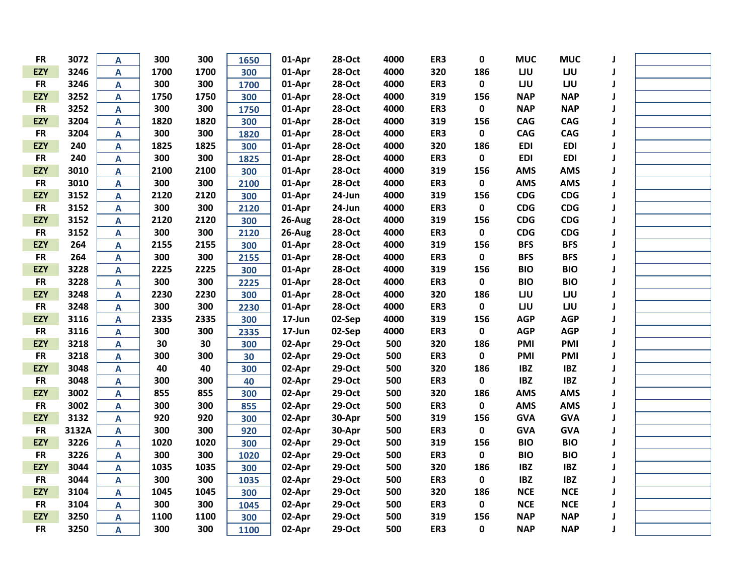| | | | | | | | | | | | | | | |
|---|---|---|---|---|---|---|---|---|---|---|---|---|---|---|
| FR | 3072 | A | 300 | 300 | 1650 | 01-Apr | 28-Oct | 4000 | ER3 | 0 | MUC | MUC | J | |
| EZY | 3246 | A | 1700 | 1700 | 300 | 01-Apr | 28-Oct | 4000 | 320 | 186 | LJU | LJU | J | |
| FR | 3246 | A | 300 | 300 | 1700 | 01-Apr | 28-Oct | 4000 | ER3 | 0 | LJU | LJU | J | |
| EZY | 3252 | A | 1750 | 1750 | 300 | 01-Apr | 28-Oct | 4000 | 319 | 156 | NAP | NAP | J | |
| FR | 3252 | A | 300 | 300 | 1750 | 01-Apr | 28-Oct | 4000 | ER3 | 0 | NAP | NAP | J | |
| EZY | 3204 | A | 1820 | 1820 | 300 | 01-Apr | 28-Oct | 4000 | 319 | 156 | CAG | CAG | J | |
| FR | 3204 | A | 300 | 300 | 1820 | 01-Apr | 28-Oct | 4000 | ER3 | 0 | CAG | CAG | J | |
| EZY | 240 | A | 1825 | 1825 | 300 | 01-Apr | 28-Oct | 4000 | 320 | 186 | EDI | EDI | J | |
| FR | 240 | A | 300 | 300 | 1825 | 01-Apr | 28-Oct | 4000 | ER3 | 0 | EDI | EDI | J | |
| EZY | 3010 | A | 2100 | 2100 | 300 | 01-Apr | 28-Oct | 4000 | 319 | 156 | AMS | AMS | J | |
| FR | 3010 | A | 300 | 300 | 2100 | 01-Apr | 28-Oct | 4000 | ER3 | 0 | AMS | AMS | J | |
| EZY | 3152 | A | 2120 | 2120 | 300 | 01-Apr | 24-Jun | 4000 | 319 | 156 | CDG | CDG | J | |
| FR | 3152 | A | 300 | 300 | 2120 | 01-Apr | 24-Jun | 4000 | ER3 | 0 | CDG | CDG | J | |
| EZY | 3152 | A | 2120 | 2120 | 300 | 26-Aug | 28-Oct | 4000 | 319 | 156 | CDG | CDG | J | |
| FR | 3152 | A | 300 | 300 | 2120 | 26-Aug | 28-Oct | 4000 | ER3 | 0 | CDG | CDG | J | |
| EZY | 264 | A | 2155 | 2155 | 300 | 01-Apr | 28-Oct | 4000 | 319 | 156 | BFS | BFS | J | |
| FR | 264 | A | 300 | 300 | 2155 | 01-Apr | 28-Oct | 4000 | ER3 | 0 | BFS | BFS | J | |
| EZY | 3228 | A | 2225 | 2225 | 300 | 01-Apr | 28-Oct | 4000 | 319 | 156 | BIO | BIO | J | |
| FR | 3228 | A | 300 | 300 | 2225 | 01-Apr | 28-Oct | 4000 | ER3 | 0 | BIO | BIO | J | |
| EZY | 3248 | A | 2230 | 2230 | 300 | 01-Apr | 28-Oct | 4000 | 320 | 186 | LJU | LJU | J | |
| FR | 3248 | A | 300 | 300 | 2230 | 01-Apr | 28-Oct | 4000 | ER3 | 0 | LJU | LJU | J | |
| EZY | 3116 | A | 2335 | 2335 | 300 | 17-Jun | 02-Sep | 4000 | 319 | 156 | AGP | AGP | J | |
| FR | 3116 | A | 300 | 300 | 2335 | 17-Jun | 02-Sep | 4000 | ER3 | 0 | AGP | AGP | J | |
| EZY | 3218 | A | 30 | 30 | 300 | 02-Apr | 29-Oct | 500 | 320 | 186 | PMI | PMI | J | |
| FR | 3218 | A | 300 | 300 | 30 | 02-Apr | 29-Oct | 500 | ER3 | 0 | PMI | PMI | J | |
| EZY | 3048 | A | 40 | 40 | 300 | 02-Apr | 29-Oct | 500 | 320 | 186 | IBZ | IBZ | J | |
| FR | 3048 | A | 300 | 300 | 40 | 02-Apr | 29-Oct | 500 | ER3 | 0 | IBZ | IBZ | J | |
| EZY | 3002 | A | 855 | 855 | 300 | 02-Apr | 29-Oct | 500 | 320 | 186 | AMS | AMS | J | |
| FR | 3002 | A | 300 | 300 | 855 | 02-Apr | 29-Oct | 500 | ER3 | 0 | AMS | AMS | J | |
| EZY | 3132 | A | 920 | 920 | 300 | 02-Apr | 30-Apr | 500 | 319 | 156 | GVA | GVA | J | |
| FR | 3132A | A | 300 | 300 | 920 | 02-Apr | 30-Apr | 500 | ER3 | 0 | GVA | GVA | J | |
| EZY | 3226 | A | 1020 | 1020 | 300 | 02-Apr | 29-Oct | 500 | 319 | 156 | BIO | BIO | J | |
| FR | 3226 | A | 300 | 300 | 1020 | 02-Apr | 29-Oct | 500 | ER3 | 0 | BIO | BIO | J | |
| EZY | 3044 | A | 1035 | 1035 | 300 | 02-Apr | 29-Oct | 500 | 320 | 186 | IBZ | IBZ | J | |
| FR | 3044 | A | 300 | 300 | 1035 | 02-Apr | 29-Oct | 500 | ER3 | 0 | IBZ | IBZ | J | |
| EZY | 3104 | A | 1045 | 1045 | 300 | 02-Apr | 29-Oct | 500 | 320 | 186 | NCE | NCE | J | |
| FR | 3104 | A | 300 | 300 | 1045 | 02-Apr | 29-Oct | 500 | ER3 | 0 | NCE | NCE | J | |
| EZY | 3250 | A | 1100 | 1100 | 300 | 02-Apr | 29-Oct | 500 | 319 | 156 | NAP | NAP | J | |
| FR | 3250 | A | 300 | 300 | 1100 | 02-Apr | 29-Oct | 500 | ER3 | 0 | NAP | NAP | J | |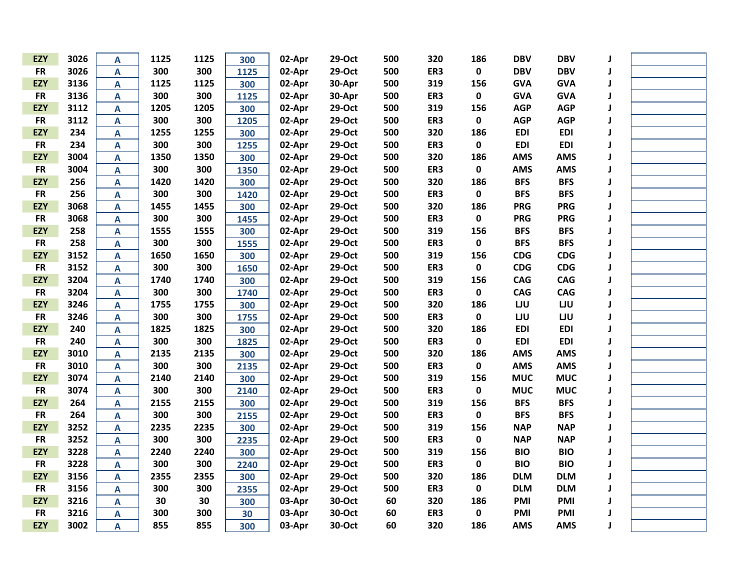| | | | | | | | | | | | | | | |
|---|---|---|---|---|---|---|---|---|---|---|---|---|---|---|
| EZY | 3026 | A | 1125 | 1125 | 300 | 02-Apr | 29-Oct | 500 | 320 | 186 | DBV | DBV | J | |
| FR | 3026 | A | 300 | 300 | 1125 | 02-Apr | 29-Oct | 500 | ER3 | 0 | DBV | DBV | J | |
| EZY | 3136 | A | 1125 | 1125 | 300 | 02-Apr | 30-Apr | 500 | 319 | 156 | GVA | GVA | J | |
| FR | 3136 | A | 300 | 300 | 1125 | 02-Apr | 30-Apr | 500 | ER3 | 0 | GVA | GVA | J | |
| EZY | 3112 | A | 1205 | 1205 | 300 | 02-Apr | 29-Oct | 500 | 319 | 156 | AGP | AGP | J | |
| FR | 3112 | A | 300 | 300 | 1205 | 02-Apr | 29-Oct | 500 | ER3 | 0 | AGP | AGP | J | |
| EZY | 234 | A | 1255 | 1255 | 300 | 02-Apr | 29-Oct | 500 | 320 | 186 | EDI | EDI | J | |
| FR | 234 | A | 300 | 300 | 1255 | 02-Apr | 29-Oct | 500 | ER3 | 0 | EDI | EDI | J | |
| EZY | 3004 | A | 1350 | 1350 | 300 | 02-Apr | 29-Oct | 500 | 320 | 186 | AMS | AMS | J | |
| FR | 3004 | A | 300 | 300 | 1350 | 02-Apr | 29-Oct | 500 | ER3 | 0 | AMS | AMS | J | |
| EZY | 256 | A | 1420 | 1420 | 300 | 02-Apr | 29-Oct | 500 | 320 | 186 | BFS | BFS | J | |
| FR | 256 | A | 300 | 300 | 1420 | 02-Apr | 29-Oct | 500 | ER3 | 0 | BFS | BFS | J | |
| EZY | 3068 | A | 1455 | 1455 | 300 | 02-Apr | 29-Oct | 500 | 320 | 186 | PRG | PRG | J | |
| FR | 3068 | A | 300 | 300 | 1455 | 02-Apr | 29-Oct | 500 | ER3 | 0 | PRG | PRG | J | |
| EZY | 258 | A | 1555 | 1555 | 300 | 02-Apr | 29-Oct | 500 | 319 | 156 | BFS | BFS | J | |
| FR | 258 | A | 300 | 300 | 1555 | 02-Apr | 29-Oct | 500 | ER3 | 0 | BFS | BFS | J | |
| EZY | 3152 | A | 1650 | 1650 | 300 | 02-Apr | 29-Oct | 500 | 319 | 156 | CDG | CDG | J | |
| FR | 3152 | A | 300 | 300 | 1650 | 02-Apr | 29-Oct | 500 | ER3 | 0 | CDG | CDG | J | |
| EZY | 3204 | A | 1740 | 1740 | 300 | 02-Apr | 29-Oct | 500 | 319 | 156 | CAG | CAG | J | |
| FR | 3204 | A | 300 | 300 | 1740 | 02-Apr | 29-Oct | 500 | ER3 | 0 | CAG | CAG | J | |
| EZY | 3246 | A | 1755 | 1755 | 300 | 02-Apr | 29-Oct | 500 | 320 | 186 | LJU | LJU | J | |
| FR | 3246 | A | 300 | 300 | 1755 | 02-Apr | 29-Oct | 500 | ER3 | 0 | LJU | LJU | J | |
| EZY | 240 | A | 1825 | 1825 | 300 | 02-Apr | 29-Oct | 500 | 320 | 186 | EDI | EDI | J | |
| FR | 240 | A | 300 | 300 | 1825 | 02-Apr | 29-Oct | 500 | ER3 | 0 | EDI | EDI | J | |
| EZY | 3010 | A | 2135 | 2135 | 300 | 02-Apr | 29-Oct | 500 | 320 | 186 | AMS | AMS | J | |
| FR | 3010 | A | 300 | 300 | 2135 | 02-Apr | 29-Oct | 500 | ER3 | 0 | AMS | AMS | J | |
| EZY | 3074 | A | 2140 | 2140 | 300 | 02-Apr | 29-Oct | 500 | 319 | 156 | MUC | MUC | J | |
| FR | 3074 | A | 300 | 300 | 2140 | 02-Apr | 29-Oct | 500 | ER3 | 0 | MUC | MUC | J | |
| EZY | 264 | A | 2155 | 2155 | 300 | 02-Apr | 29-Oct | 500 | 319 | 156 | BFS | BFS | J | |
| FR | 264 | A | 300 | 300 | 2155 | 02-Apr | 29-Oct | 500 | ER3 | 0 | BFS | BFS | J | |
| EZY | 3252 | A | 2235 | 2235 | 300 | 02-Apr | 29-Oct | 500 | 319 | 156 | NAP | NAP | J | |
| FR | 3252 | A | 300 | 300 | 2235 | 02-Apr | 29-Oct | 500 | ER3 | 0 | NAP | NAP | J | |
| EZY | 3228 | A | 2240 | 2240 | 300 | 02-Apr | 29-Oct | 500 | 319 | 156 | BIO | BIO | J | |
| FR | 3228 | A | 300 | 300 | 2240 | 02-Apr | 29-Oct | 500 | ER3 | 0 | BIO | BIO | J | |
| EZY | 3156 | A | 2355 | 2355 | 300 | 02-Apr | 29-Oct | 500 | 320 | 186 | DLM | DLM | J | |
| FR | 3156 | A | 300 | 300 | 2355 | 02-Apr | 29-Oct | 500 | ER3 | 0 | DLM | DLM | J | |
| EZY | 3216 | A | 30 | 30 | 300 | 03-Apr | 30-Oct | 60 | 320 | 186 | PMI | PMI | J | |
| FR | 3216 | A | 300 | 300 | 30 | 03-Apr | 30-Oct | 60 | ER3 | 0 | PMI | PMI | J | |
| EZY | 3002 | A | 855 | 855 | 300 | 03-Apr | 30-Oct | 60 | 320 | 186 | AMS | AMS | J | |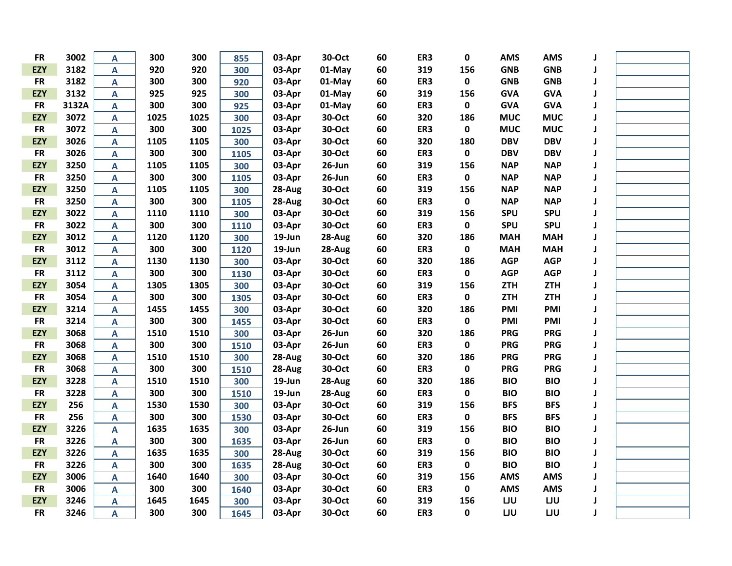| | | | | | | | | | | | | | | | |
|---|---|---|---|---|---|---|---|---|---|---|---|---|---|---|---|
| FR | 3002 | A | 300 | 300 | 855 | 03-Apr | 30-Oct | 60 | ER3 | 0 | AMS | AMS | J | |
| EZY | 3182 | A | 920 | 920 | 300 | 03-Apr | 01-May | 60 | 319 | 156 | GNB | GNB | J | |
| FR | 3182 | A | 300 | 300 | 920 | 03-Apr | 01-May | 60 | ER3 | 0 | GNB | GNB | J | |
| EZY | 3132 | A | 925 | 925 | 300 | 03-Apr | 01-May | 60 | 319 | 156 | GVA | GVA | J | |
| FR | 3132A | A | 300 | 300 | 925 | 03-Apr | 01-May | 60 | ER3 | 0 | GVA | GVA | J | |
| EZY | 3072 | A | 1025 | 1025 | 300 | 03-Apr | 30-Oct | 60 | 320 | 186 | MUC | MUC | J | |
| FR | 3072 | A | 300 | 300 | 1025 | 03-Apr | 30-Oct | 60 | ER3 | 0 | MUC | MUC | J | |
| EZY | 3026 | A | 1105 | 1105 | 300 | 03-Apr | 30-Oct | 60 | 320 | 180 | DBV | DBV | J | |
| FR | 3026 | A | 300 | 300 | 1105 | 03-Apr | 30-Oct | 60 | ER3 | 0 | DBV | DBV | J | |
| EZY | 3250 | A | 1105 | 1105 | 300 | 03-Apr | 26-Jun | 60 | 319 | 156 | NAP | NAP | J | |
| FR | 3250 | A | 300 | 300 | 1105 | 03-Apr | 26-Jun | 60 | ER3 | 0 | NAP | NAP | J | |
| EZY | 3250 | A | 1105 | 1105 | 300 | 28-Aug | 30-Oct | 60 | 319 | 156 | NAP | NAP | J | |
| FR | 3250 | A | 300 | 300 | 1105 | 28-Aug | 30-Oct | 60 | ER3 | 0 | NAP | NAP | J | |
| EZY | 3022 | A | 1110 | 1110 | 300 | 03-Apr | 30-Oct | 60 | 319 | 156 | SPU | SPU | J | |
| FR | 3022 | A | 300 | 300 | 1110 | 03-Apr | 30-Oct | 60 | ER3 | 0 | SPU | SPU | J | |
| EZY | 3012 | A | 1120 | 1120 | 300 | 19-Jun | 28-Aug | 60 | 320 | 186 | MAH | MAH | J | |
| FR | 3012 | A | 300 | 300 | 1120 | 19-Jun | 28-Aug | 60 | ER3 | 0 | MAH | MAH | J | |
| EZY | 3112 | A | 1130 | 1130 | 300 | 03-Apr | 30-Oct | 60 | 320 | 186 | AGP | AGP | J | |
| FR | 3112 | A | 300 | 300 | 1130 | 03-Apr | 30-Oct | 60 | ER3 | 0 | AGP | AGP | J | |
| EZY | 3054 | A | 1305 | 1305 | 300 | 03-Apr | 30-Oct | 60 | 319 | 156 | ZTH | ZTH | J | |
| FR | 3054 | A | 300 | 300 | 1305 | 03-Apr | 30-Oct | 60 | ER3 | 0 | ZTH | ZTH | J | |
| EZY | 3214 | A | 1455 | 1455 | 300 | 03-Apr | 30-Oct | 60 | 320 | 186 | PMI | PMI | J | |
| FR | 3214 | A | 300 | 300 | 1455 | 03-Apr | 30-Oct | 60 | ER3 | 0 | PMI | PMI | J | |
| EZY | 3068 | A | 1510 | 1510 | 300 | 03-Apr | 26-Jun | 60 | 320 | 186 | PRG | PRG | J | |
| FR | 3068 | A | 300 | 300 | 1510 | 03-Apr | 26-Jun | 60 | ER3 | 0 | PRG | PRG | J | |
| EZY | 3068 | A | 1510 | 1510 | 300 | 28-Aug | 30-Oct | 60 | 320 | 186 | PRG | PRG | J | |
| FR | 3068 | A | 300 | 300 | 1510 | 28-Aug | 30-Oct | 60 | ER3 | 0 | PRG | PRG | J | |
| EZY | 3228 | A | 1510 | 1510 | 300 | 19-Jun | 28-Aug | 60 | 320 | 186 | BIO | BIO | J | |
| FR | 3228 | A | 300 | 300 | 1510 | 19-Jun | 28-Aug | 60 | ER3 | 0 | BIO | BIO | J | |
| EZY | 256 | A | 1530 | 1530 | 300 | 03-Apr | 30-Oct | 60 | 319 | 156 | BFS | BFS | J | |
| FR | 256 | A | 300 | 300 | 1530 | 03-Apr | 30-Oct | 60 | ER3 | 0 | BFS | BFS | J | |
| EZY | 3226 | A | 1635 | 1635 | 300 | 03-Apr | 26-Jun | 60 | 319 | 156 | BIO | BIO | J | |
| FR | 3226 | A | 300 | 300 | 1635 | 03-Apr | 26-Jun | 60 | ER3 | 0 | BIO | BIO | J | |
| EZY | 3226 | A | 1635 | 1635 | 300 | 28-Aug | 30-Oct | 60 | 319 | 156 | BIO | BIO | J | |
| FR | 3226 | A | 300 | 300 | 1635 | 28-Aug | 30-Oct | 60 | ER3 | 0 | BIO | BIO | J | |
| EZY | 3006 | A | 1640 | 1640 | 300 | 03-Apr | 30-Oct | 60 | 319 | 156 | AMS | AMS | J | |
| FR | 3006 | A | 300 | 300 | 1640 | 03-Apr | 30-Oct | 60 | ER3 | 0 | AMS | AMS | J | |
| EZY | 3246 | A | 1645 | 1645 | 300 | 03-Apr | 30-Oct | 60 | 319 | 156 | LJU | LJU | J | |
| FR | 3246 | A | 300 | 300 | 1645 | 03-Apr | 30-Oct | 60 | ER3 | 0 | LJU | LJU | J | |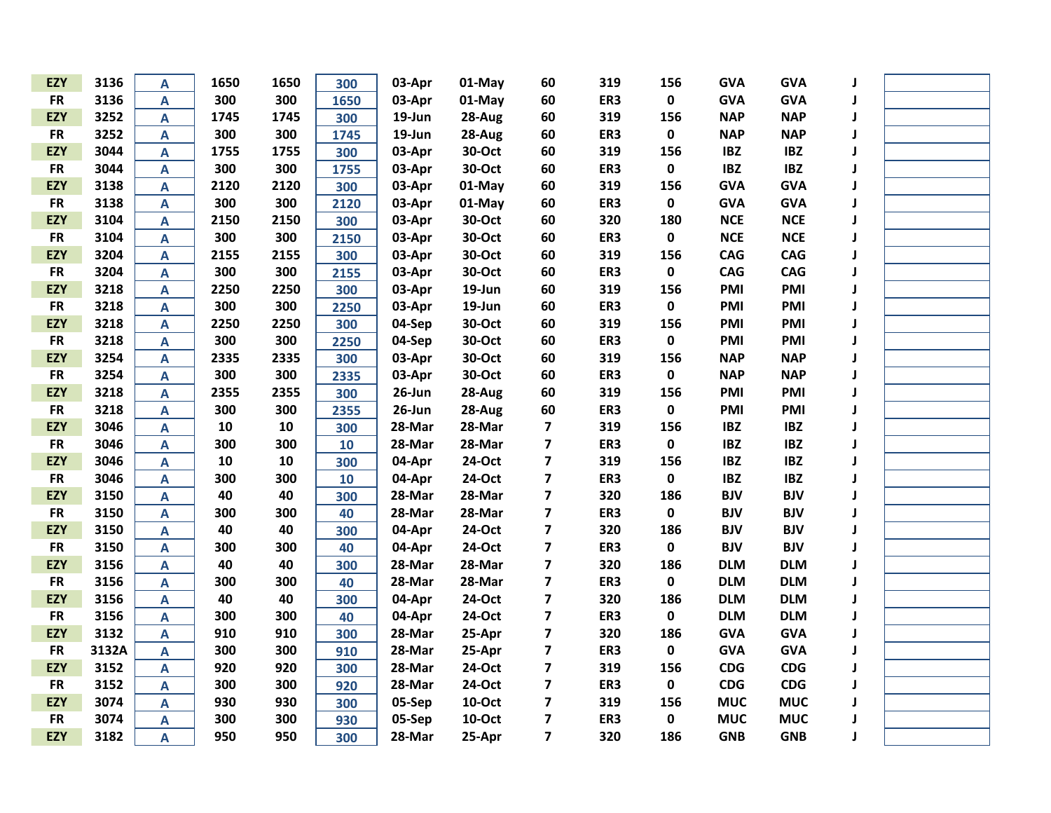| | | | | | | | | | | | | | | |
|---|---|---|---|---|---|---|---|---|---|---|---|---|---|---|
| EZY | 3136 | A | 1650 | 1650 | 300 | 03-Apr | 01-May | 60 | 319 | 156 | GVA | GVA | J | |
| FR | 3136 | A | 300 | 300 | 1650 | 03-Apr | 01-May | 60 | ER3 | 0 | GVA | GVA | J | |
| EZY | 3252 | A | 1745 | 1745 | 300 | 19-Jun | 28-Aug | 60 | 319 | 156 | NAP | NAP | J | |
| FR | 3252 | A | 300 | 300 | 1745 | 19-Jun | 28-Aug | 60 | ER3 | 0 | NAP | NAP | J | |
| EZY | 3044 | A | 1755 | 1755 | 300 | 03-Apr | 30-Oct | 60 | 319 | 156 | IBZ | IBZ | J | |
| FR | 3044 | A | 300 | 300 | 1755 | 03-Apr | 30-Oct | 60 | ER3 | 0 | IBZ | IBZ | J | |
| EZY | 3138 | A | 2120 | 2120 | 300 | 03-Apr | 01-May | 60 | 319 | 156 | GVA | GVA | J | |
| FR | 3138 | A | 300 | 300 | 2120 | 03-Apr | 01-May | 60 | ER3 | 0 | GVA | GVA | J | |
| EZY | 3104 | A | 2150 | 2150 | 300 | 03-Apr | 30-Oct | 60 | 320 | 180 | NCE | NCE | J | |
| FR | 3104 | A | 300 | 300 | 2150 | 03-Apr | 30-Oct | 60 | ER3 | 0 | NCE | NCE | J | |
| EZY | 3204 | A | 2155 | 2155 | 300 | 03-Apr | 30-Oct | 60 | 319 | 156 | CAG | CAG | J | |
| FR | 3204 | A | 300 | 300 | 2155 | 03-Apr | 30-Oct | 60 | ER3 | 0 | CAG | CAG | J | |
| EZY | 3218 | A | 2250 | 2250 | 300 | 03-Apr | 19-Jun | 60 | 319 | 156 | PMI | PMI | J | |
| FR | 3218 | A | 300 | 300 | 2250 | 03-Apr | 19-Jun | 60 | ER3 | 0 | PMI | PMI | J | |
| EZY | 3218 | A | 2250 | 2250 | 300 | 04-Sep | 30-Oct | 60 | 319 | 156 | PMI | PMI | J | |
| FR | 3218 | A | 300 | 300 | 2250 | 04-Sep | 30-Oct | 60 | ER3 | 0 | PMI | PMI | J | |
| EZY | 3254 | A | 2335 | 2335 | 300 | 03-Apr | 30-Oct | 60 | 319 | 156 | NAP | NAP | J | |
| FR | 3254 | A | 300 | 300 | 2335 | 03-Apr | 30-Oct | 60 | ER3 | 0 | NAP | NAP | J | |
| EZY | 3218 | A | 2355 | 2355 | 300 | 26-Jun | 28-Aug | 60 | 319 | 156 | PMI | PMI | J | |
| FR | 3218 | A | 300 | 300 | 2355 | 26-Jun | 28-Aug | 60 | ER3 | 0 | PMI | PMI | J | |
| EZY | 3046 | A | 10 | 10 | 300 | 28-Mar | 28-Mar | 7 | 319 | 156 | IBZ | IBZ | J | |
| FR | 3046 | A | 300 | 300 | 10 | 28-Mar | 28-Mar | 7 | ER3 | 0 | IBZ | IBZ | J | |
| EZY | 3046 | A | 10 | 10 | 300 | 04-Apr | 24-Oct | 7 | 319 | 156 | IBZ | IBZ | J | |
| FR | 3046 | A | 300 | 300 | 10 | 04-Apr | 24-Oct | 7 | ER3 | 0 | IBZ | IBZ | J | |
| EZY | 3150 | A | 40 | 40 | 300 | 28-Mar | 28-Mar | 7 | 320 | 186 | BJV | BJV | J | |
| FR | 3150 | A | 300 | 300 | 40 | 28-Mar | 28-Mar | 7 | ER3 | 0 | BJV | BJV | J | |
| EZY | 3150 | A | 40 | 40 | 300 | 04-Apr | 24-Oct | 7 | 320 | 186 | BJV | BJV | J | |
| FR | 3150 | A | 300 | 300 | 40 | 04-Apr | 24-Oct | 7 | ER3 | 0 | BJV | BJV | J | |
| EZY | 3156 | A | 40 | 40 | 300 | 28-Mar | 28-Mar | 7 | 320 | 186 | DLM | DLM | J | |
| FR | 3156 | A | 300 | 300 | 40 | 28-Mar | 28-Mar | 7 | ER3 | 0 | DLM | DLM | J | |
| EZY | 3156 | A | 40 | 40 | 300 | 04-Apr | 24-Oct | 7 | 320 | 186 | DLM | DLM | J | |
| FR | 3156 | A | 300 | 300 | 40 | 04-Apr | 24-Oct | 7 | ER3 | 0 | DLM | DLM | J | |
| EZY | 3132 | A | 910 | 910 | 300 | 28-Mar | 25-Apr | 7 | 320 | 186 | GVA | GVA | J | |
| FR | 3132A | A | 300 | 300 | 910 | 28-Mar | 25-Apr | 7 | ER3 | 0 | GVA | GVA | J | |
| EZY | 3152 | A | 920 | 920 | 300 | 28-Mar | 24-Oct | 7 | 319 | 156 | CDG | CDG | J | |
| FR | 3152 | A | 300 | 300 | 920 | 28-Mar | 24-Oct | 7 | ER3 | 0 | CDG | CDG | J | |
| EZY | 3074 | A | 930 | 930 | 300 | 05-Sep | 10-Oct | 7 | 319 | 156 | MUC | MUC | J | |
| FR | 3074 | A | 300 | 300 | 930 | 05-Sep | 10-Oct | 7 | ER3 | 0 | MUC | MUC | J | |
| EZY | 3182 | A | 950 | 950 | 300 | 28-Mar | 25-Apr | 7 | 320 | 186 | GNB | GNB | J | |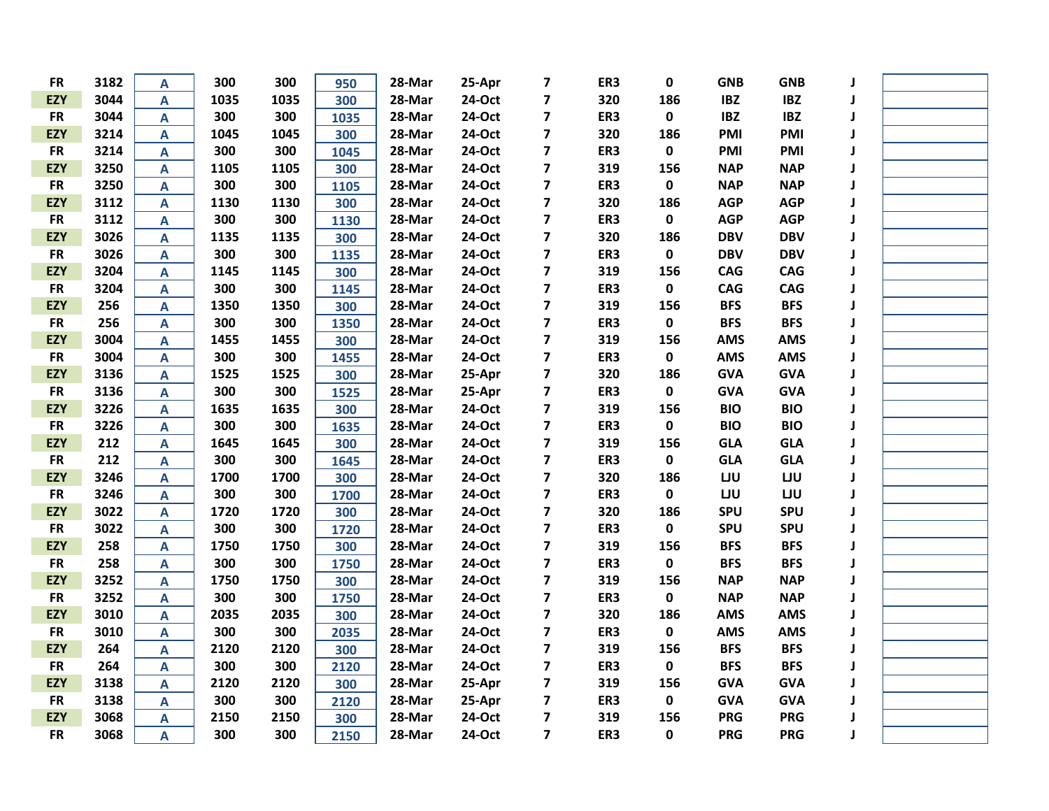| | | | | | | | | | | | | | | | |
|---|---|---|---|---|---|---|---|---|---|---|---|---|---|---|---|
| FR | 3182 | A | 300 | 300 | 950 | 28-Mar | 25-Apr | 7 | ER3 | 0 | GNB | GNB | J | |
| EZY | 3044 | A | 1035 | 1035 | 300 | 28-Mar | 24-Oct | 7 | 320 | 186 | IBZ | IBZ | J | |
| FR | 3044 | A | 300 | 300 | 1035 | 28-Mar | 24-Oct | 7 | ER3 | 0 | IBZ | IBZ | J | |
| EZY | 3214 | A | 1045 | 1045 | 300 | 28-Mar | 24-Oct | 7 | 320 | 186 | PMI | PMI | J | |
| FR | 3214 | A | 300 | 300 | 1045 | 28-Mar | 24-Oct | 7 | ER3 | 0 | PMI | PMI | J | |
| EZY | 3250 | A | 1105 | 1105 | 300 | 28-Mar | 24-Oct | 7 | 319 | 156 | NAP | NAP | J | |
| FR | 3250 | A | 300 | 300 | 1105 | 28-Mar | 24-Oct | 7 | ER3 | 0 | NAP | NAP | J | |
| EZY | 3112 | A | 1130 | 1130 | 300 | 28-Mar | 24-Oct | 7 | 320 | 186 | AGP | AGP | J | |
| FR | 3112 | A | 300 | 300 | 1130 | 28-Mar | 24-Oct | 7 | ER3 | 0 | AGP | AGP | J | |
| EZY | 3026 | A | 1135 | 1135 | 300 | 28-Mar | 24-Oct | 7 | 320 | 186 | DBV | DBV | J | |
| FR | 3026 | A | 300 | 300 | 1135 | 28-Mar | 24-Oct | 7 | ER3 | 0 | DBV | DBV | J | |
| EZY | 3204 | A | 1145 | 1145 | 300 | 28-Mar | 24-Oct | 7 | 319 | 156 | CAG | CAG | J | |
| FR | 3204 | A | 300 | 300 | 1145 | 28-Mar | 24-Oct | 7 | ER3 | 0 | CAG | CAG | J | |
| EZY | 256 | A | 1350 | 1350 | 300 | 28-Mar | 24-Oct | 7 | 319 | 156 | BFS | BFS | J | |
| FR | 256 | A | 300 | 300 | 1350 | 28-Mar | 24-Oct | 7 | ER3 | 0 | BFS | BFS | J | |
| EZY | 3004 | A | 1455 | 1455 | 300 | 28-Mar | 24-Oct | 7 | 319 | 156 | AMS | AMS | J | |
| FR | 3004 | A | 300 | 300 | 1455 | 28-Mar | 24-Oct | 7 | ER3 | 0 | AMS | AMS | J | |
| EZY | 3136 | A | 1525 | 1525 | 300 | 28-Mar | 25-Apr | 7 | 320 | 186 | GVA | GVA | J | |
| FR | 3136 | A | 300 | 300 | 1525 | 28-Mar | 25-Apr | 7 | ER3 | 0 | GVA | GVA | J | |
| EZY | 3226 | A | 1635 | 1635 | 300 | 28-Mar | 24-Oct | 7 | 319 | 156 | BIO | BIO | J | |
| FR | 3226 | A | 300 | 300 | 1635 | 28-Mar | 24-Oct | 7 | ER3 | 0 | BIO | BIO | J | |
| EZY | 212 | A | 1645 | 1645 | 300 | 28-Mar | 24-Oct | 7 | 319 | 156 | GLA | GLA | J | |
| FR | 212 | A | 300 | 300 | 1645 | 28-Mar | 24-Oct | 7 | ER3 | 0 | GLA | GLA | J | |
| EZY | 3246 | A | 1700 | 1700 | 300 | 28-Mar | 24-Oct | 7 | 320 | 186 | LJU | LJU | J | |
| FR | 3246 | A | 300 | 300 | 1700 | 28-Mar | 24-Oct | 7 | ER3 | 0 | LJU | LJU | J | |
| EZY | 3022 | A | 1720 | 1720 | 300 | 28-Mar | 24-Oct | 7 | 320 | 186 | SPU | SPU | J | |
| FR | 3022 | A | 300 | 300 | 1720 | 28-Mar | 24-Oct | 7 | ER3 | 0 | SPU | SPU | J | |
| EZY | 258 | A | 1750 | 1750 | 300 | 28-Mar | 24-Oct | 7 | 319 | 156 | BFS | BFS | J | |
| FR | 258 | A | 300 | 300 | 1750 | 28-Mar | 24-Oct | 7 | ER3 | 0 | BFS | BFS | J | |
| EZY | 3252 | A | 1750 | 1750 | 300 | 28-Mar | 24-Oct | 7 | 319 | 156 | NAP | NAP | J | |
| FR | 3252 | A | 300 | 300 | 1750 | 28-Mar | 24-Oct | 7 | ER3 | 0 | NAP | NAP | J | |
| EZY | 3010 | A | 2035 | 2035 | 300 | 28-Mar | 24-Oct | 7 | 320 | 186 | AMS | AMS | J | |
| FR | 3010 | A | 300 | 300 | 2035 | 28-Mar | 24-Oct | 7 | ER3 | 0 | AMS | AMS | J | |
| EZY | 264 | A | 2120 | 2120 | 300 | 28-Mar | 24-Oct | 7 | 319 | 156 | BFS | BFS | J | |
| FR | 264 | A | 300 | 300 | 2120 | 28-Mar | 24-Oct | 7 | ER3 | 0 | BFS | BFS | J | |
| EZY | 3138 | A | 2120 | 2120 | 300 | 28-Mar | 25-Apr | 7 | 319 | 156 | GVA | GVA | J | |
| FR | 3138 | A | 300 | 300 | 2120 | 28-Mar | 25-Apr | 7 | ER3 | 0 | GVA | GVA | J | |
| EZY | 3068 | A | 2150 | 2150 | 300 | 28-Mar | 24-Oct | 7 | 319 | 156 | PRG | PRG | J | |
| FR | 3068 | A | 300 | 300 | 2150 | 28-Mar | 24-Oct | 7 | ER3 | 0 | PRG | PRG | J | |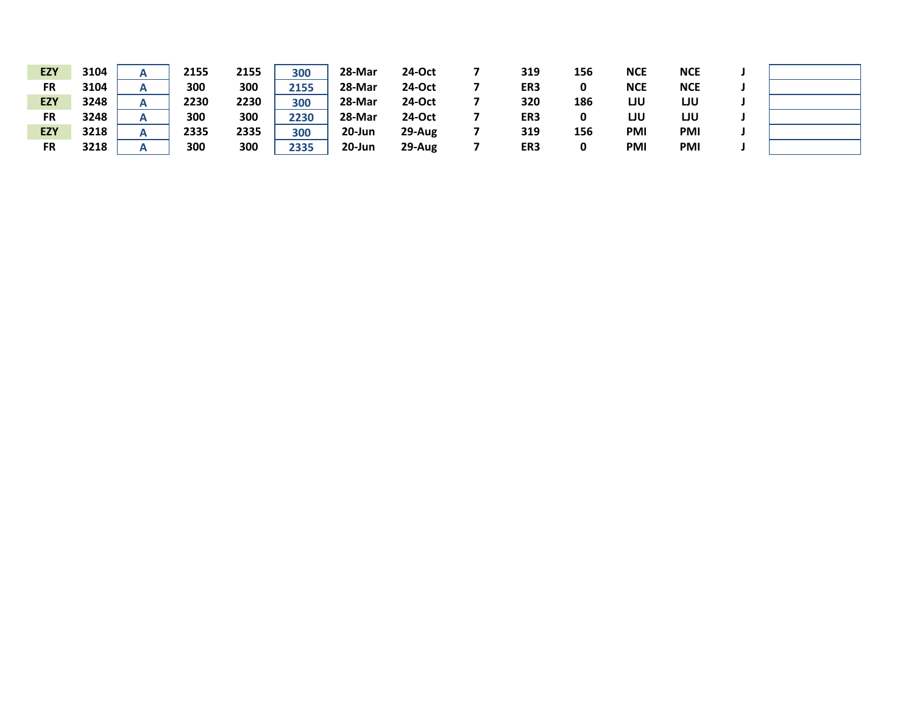| | | | | | | | | | | | | | | | |
|---|---|---|---|---|---|---|---|---|---|---|---|---|---|---|---|
| EZY | 3104 | A | 2155 | 2155 | 300 | 28-Mar | 24-Oct | 7 | 319 | 156 | NCE | NCE | J | |
| FR | 3104 | A | 300 | 300 | 2155 | 28-Mar | 24-Oct | 7 | ER3 | 0 | NCE | NCE | J | |
| EZY | 3248 | A | 2230 | 2230 | 300 | 28-Mar | 24-Oct | 7 | 320 | 186 | LJU | LJU | J | |
| FR | 3248 | A | 300 | 300 | 2230 | 28-Mar | 24-Oct | 7 | ER3 | 0 | LJU | LJU | J | |
| EZY | 3218 | A | 2335 | 2335 | 300 | 20-Jun | 29-Aug | 7 | 319 | 156 | PMI | PMI | J | |
| FR | 3218 | A | 300 | 300 | 2335 | 20-Jun | 29-Aug | 7 | ER3 | 0 | PMI | PMI | J | |